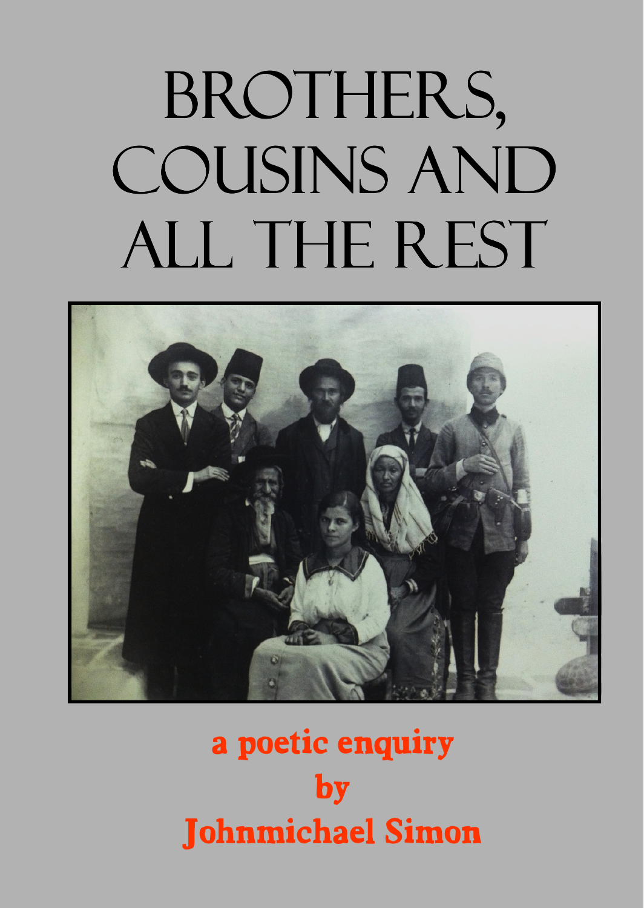# Brothers, Cousins and All the Rest

**a poetic enquiry**

**by**

**Johnmichael Simon**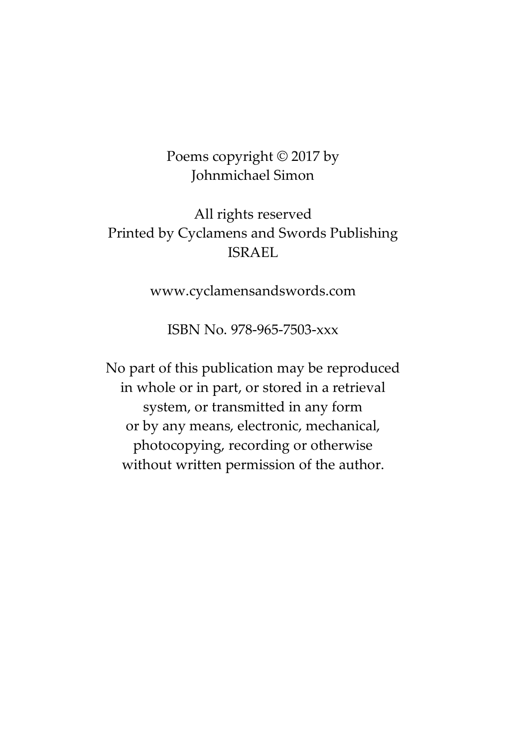Poems copyright © 2017 by
Johnmichael Simon

All rights reserved
Printed by Cyclamens and Swords Publishing
ISRAEL

www.cyclamensandswords.com

ISBN No. 978-965-7503-xxx

No part of this publication may be reproduced
in whole or in part, or stored in a retrieval
system, or transmitted in any form
or by any means, electronic, mechanical,
photocopying, recording or otherwise
without written permission of the author.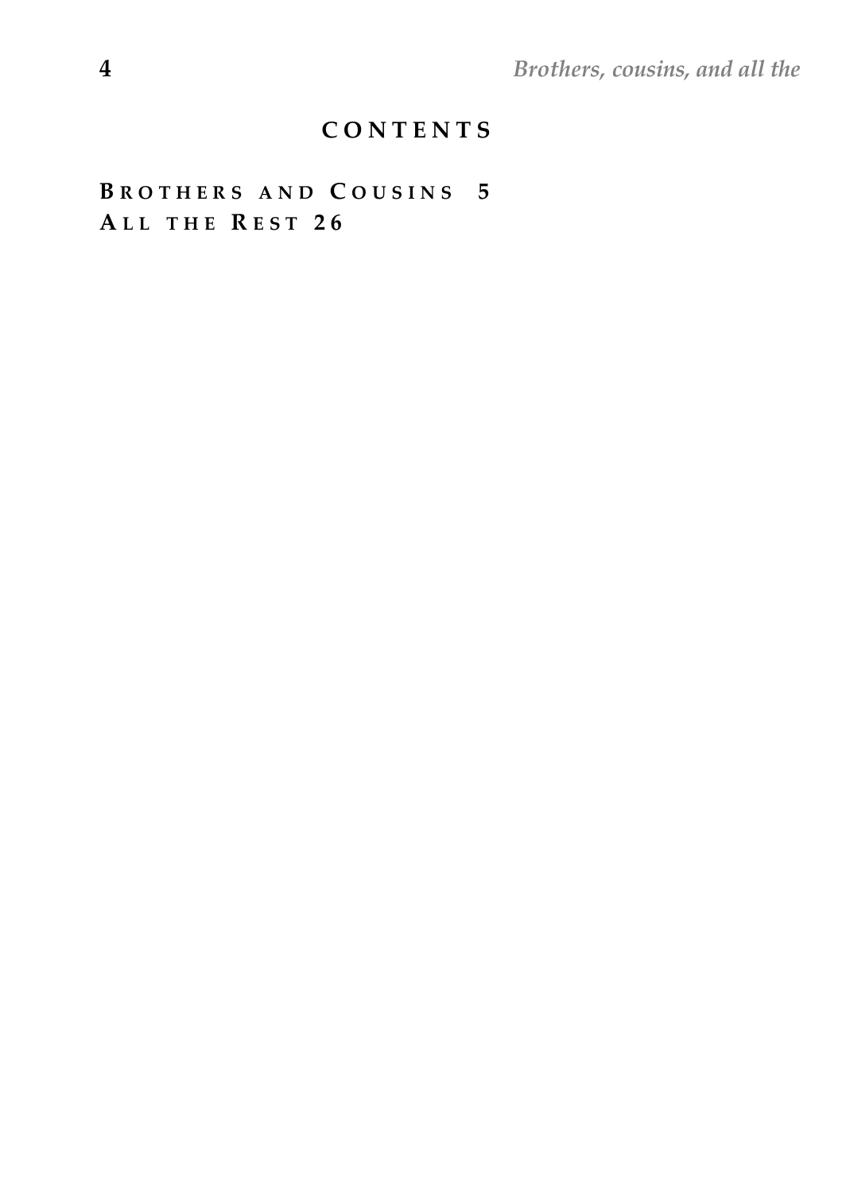## CONTENTS

**Brothers and Cousins 5**
**All the Rest 26**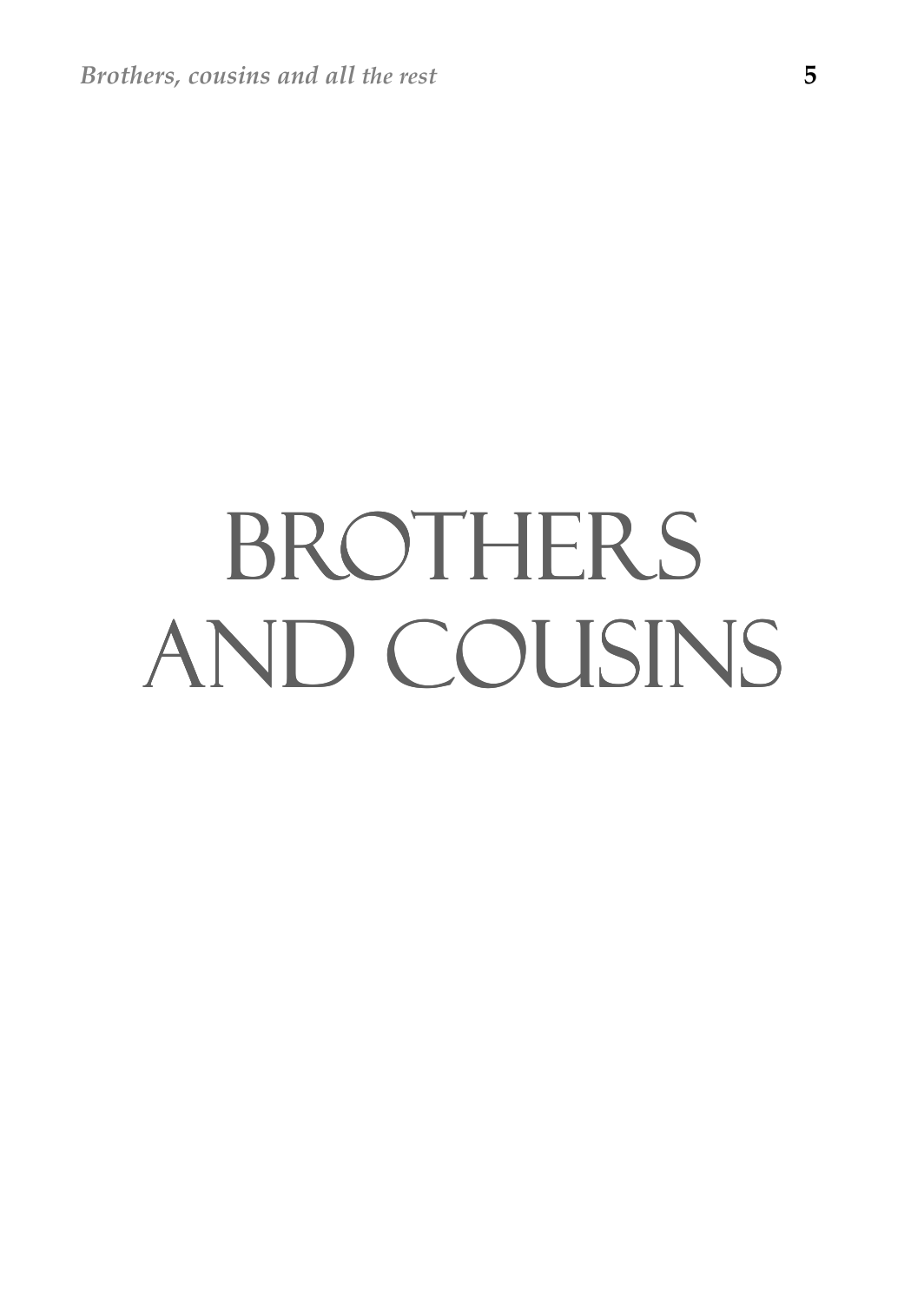# BROTHERS AND COUSINS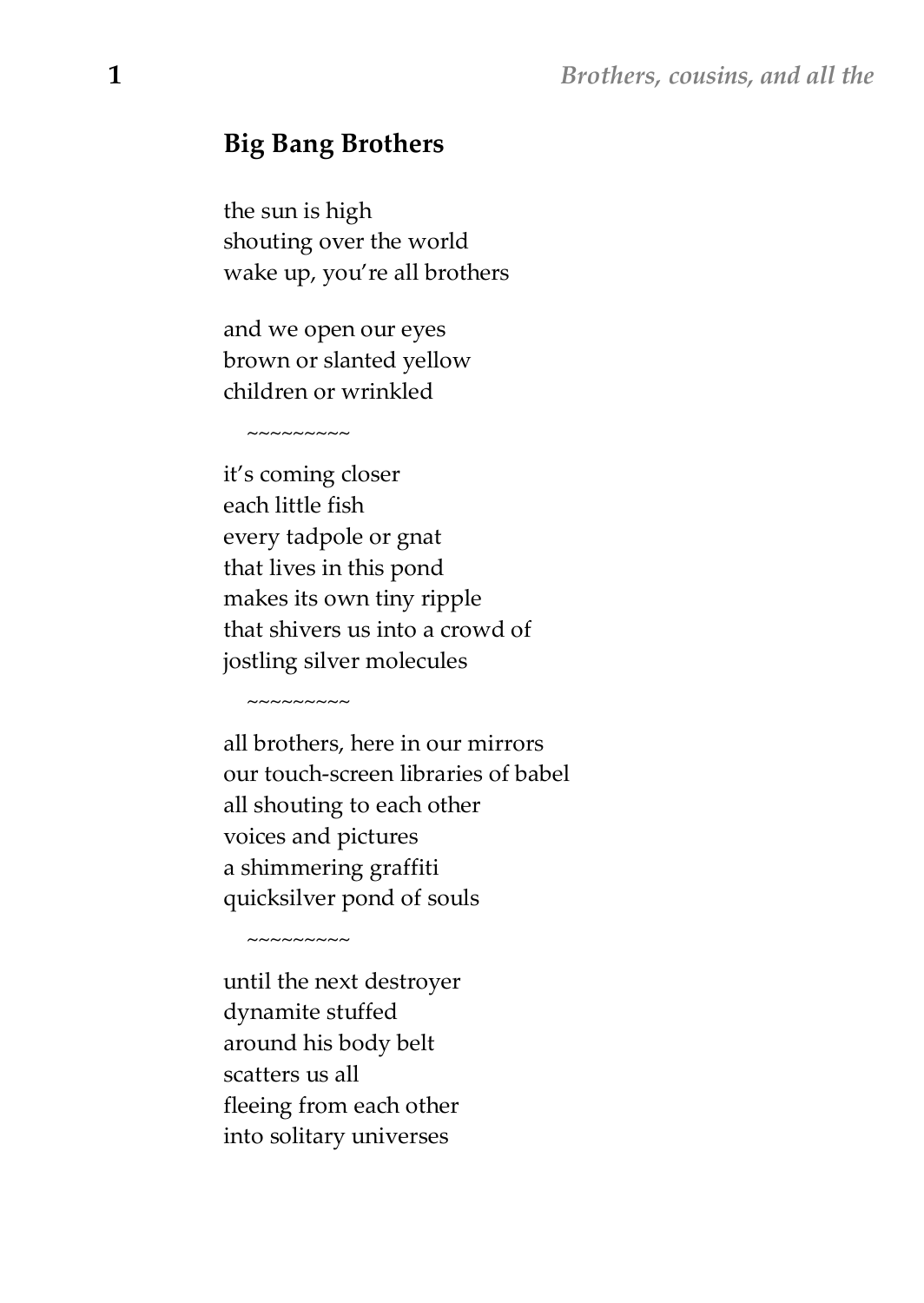## Big Bang Brothers

the sun is high
shouting over the world
wake up, you're all brothers

and we open our eyes
brown or slanted yellow
children or wrinkled

~~~~~~~~~

it's coming closer
each little fish
every tadpole or gnat
that lives in this pond
makes its own tiny ripple
that shivers us into a crowd of
jostling silver molecules

~~~~~~~~~

all brothers, here in our mirrors
our touch-screen libraries of babel
all shouting to each other
voices and pictures
a shimmering graffiti
quicksilver pond of souls

~~~~~~~~~

until the next destroyer
dynamite stuffed
around his body belt
scatters us all
fleeing from each other
into solitary universes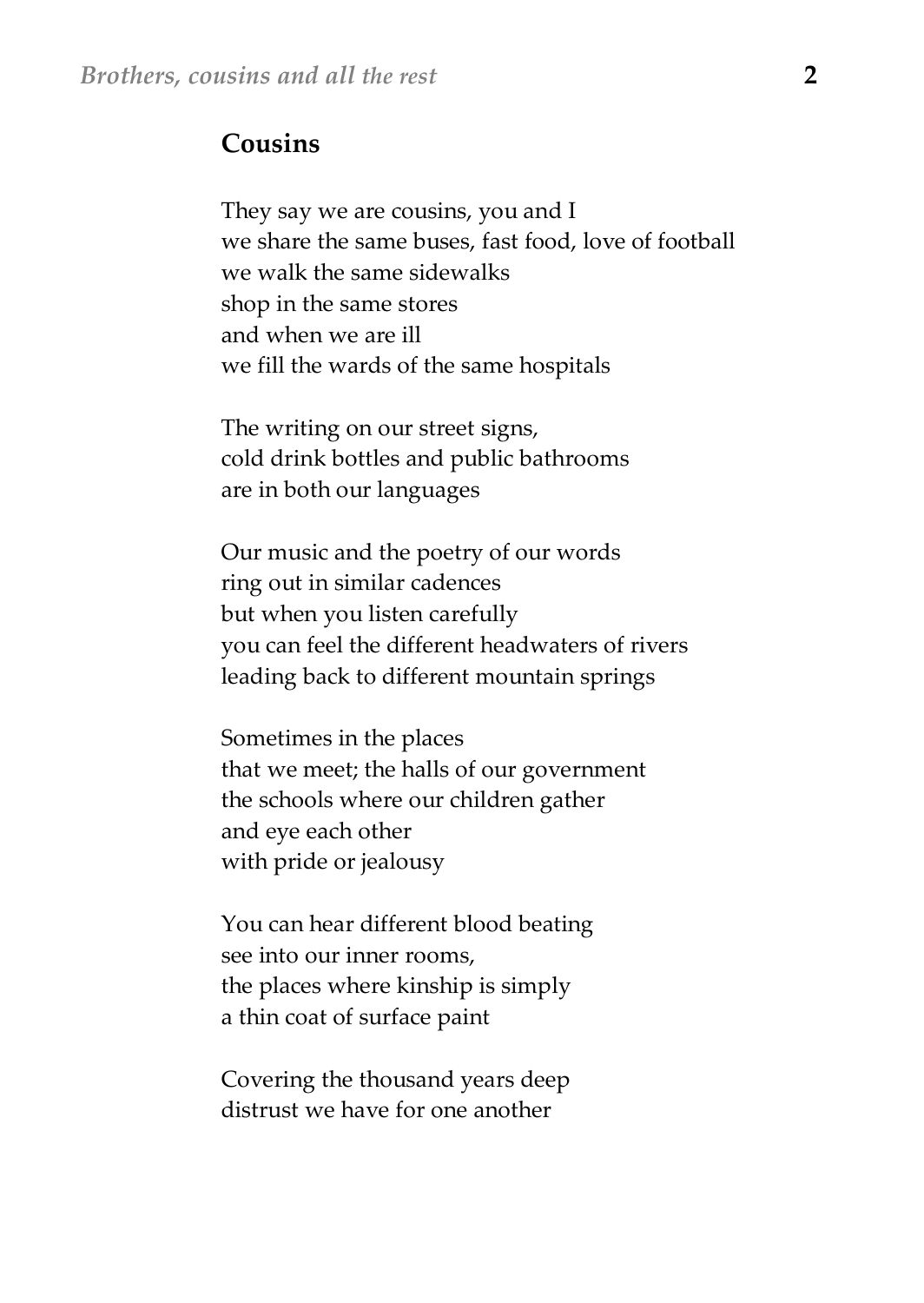## Cousins

They say we are cousins, you and I
we share the same buses, fast food, love of football
we walk the same sidewalks
shop in the same stores
and when we are ill
we fill the wards of the same hospitals

The writing on our street signs,
cold drink bottles and public bathrooms
are in both our languages

Our music and the poetry of our words
ring out in similar cadences
but when you listen carefully
you can feel the different headwaters of rivers
leading back to different mountain springs

Sometimes in the places
that we meet; the halls of our government
the schools where our children gather
and eye each other
with pride or jealousy

You can hear different blood beating
see into our inner rooms,
the places where kinship is simply
a thin coat of surface paint

Covering the thousand years deep
distrust we have for one another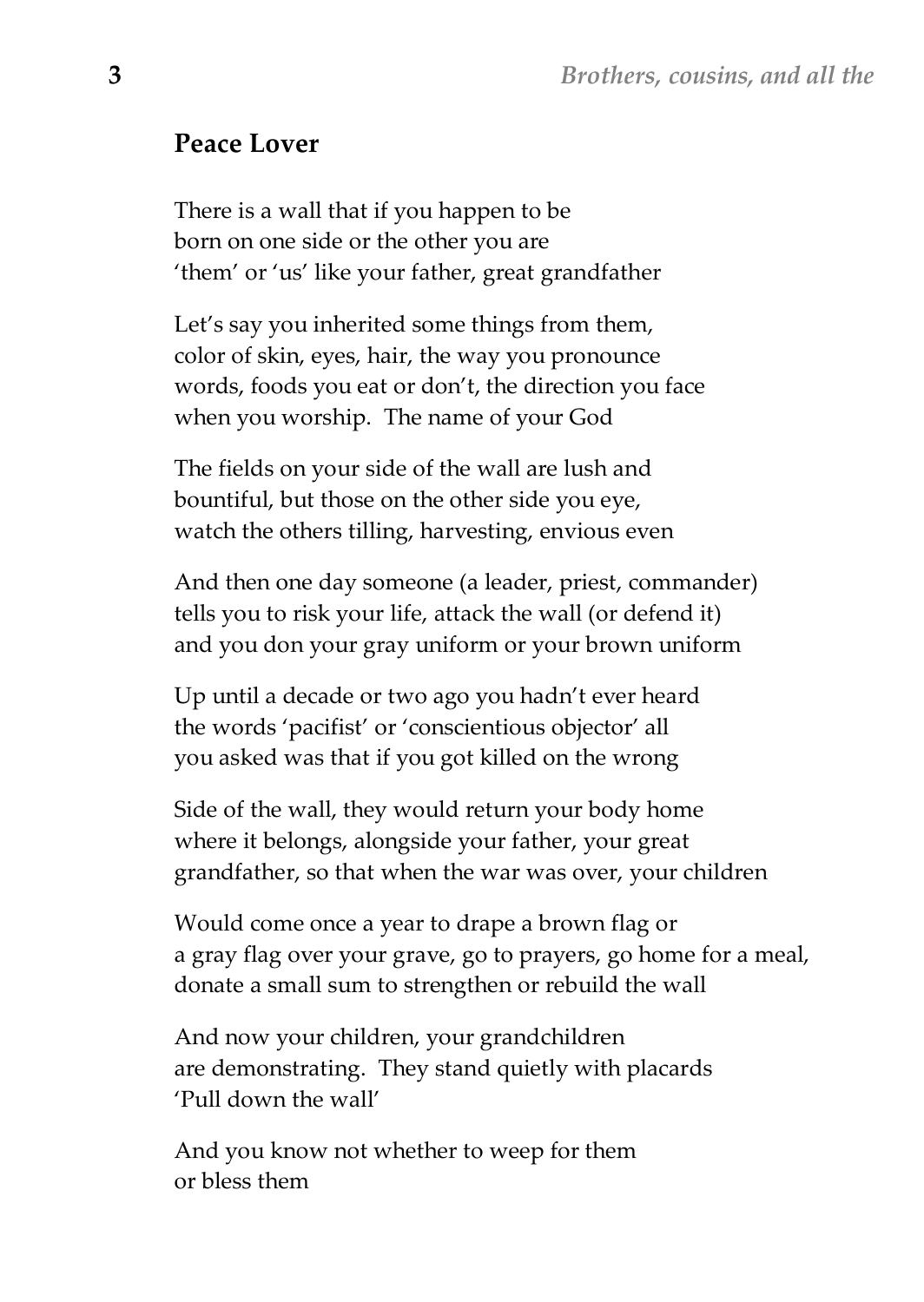## Peace Lover

There is a wall that if you happen to be  
born on one side or the other you are  
'them' or 'us' like your father, great grandfather

Let's say you inherited some things from them,  
color of skin, eyes, hair, the way you pronounce  
words, foods you eat or don't, the direction you face  
when you worship. The name of your God

The fields on your side of the wall are lush and  
bountiful, but those on the other side you eye,  
watch the others tilling, harvesting, envious even

And then one day someone (a leader, priest, commander)  
tells you to risk your life, attack the wall (or defend it)  
and you don your gray uniform or your brown uniform

Up until a decade or two ago you hadn't ever heard  
the words 'pacifist' or 'conscientious objector' all  
you asked was that if you got killed on the wrong

Side of the wall, they would return your body home  
where it belongs, alongside your father, your great  
grandfather, so that when the war was over, your children

Would come once a year to drape a brown flag or  
a gray flag over your grave, go to prayers, go home for a meal,  
donate a small sum to strengthen or rebuild the wall

And now your children, your grandchildren  
are demonstrating. They stand quietly with placards  
'Pull down the wall'

And you know not whether to weep for them  
or bless them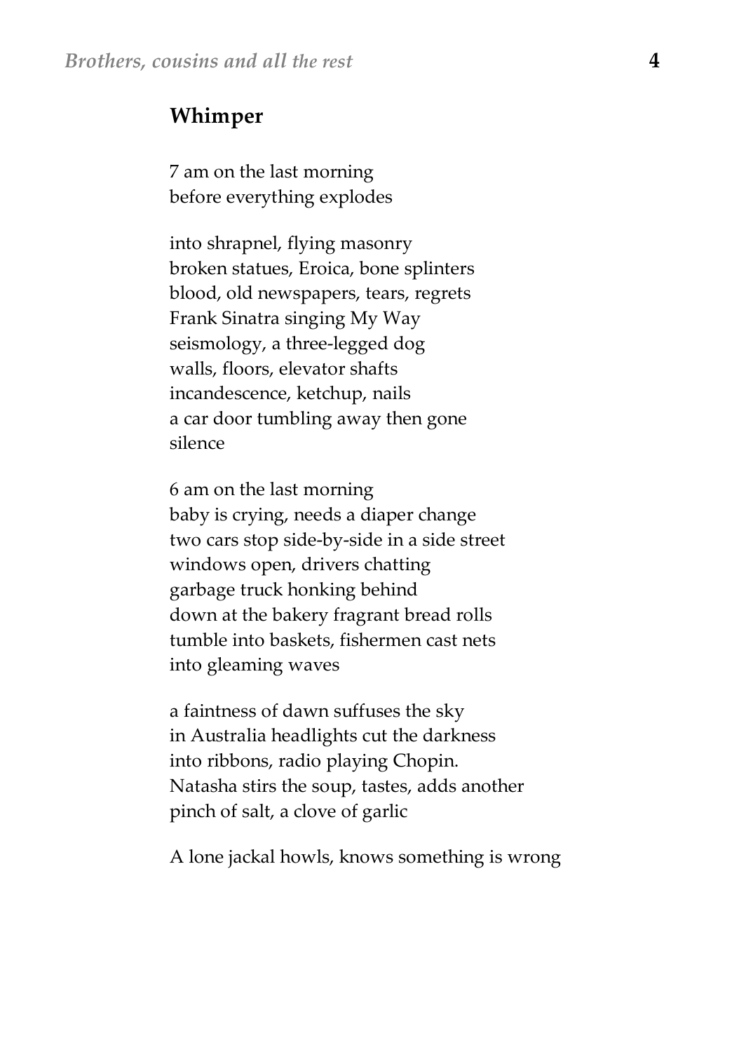## Whimper

7 am on the last morning  
before everything explodes

into shrapnel, flying masonry  
broken statues, Eroica, bone splinters  
blood, old newspapers, tears, regrets  
Frank Sinatra singing My Way  
seismology, a three-legged dog  
walls, floors, elevator shafts  
incandescence, ketchup, nails  
a car door tumbling away then gone  
silence

6 am on the last morning  
baby is crying, needs a diaper change  
two cars stop side-by-side in a side street  
windows open, drivers chatting  
garbage truck honking behind  
down at the bakery fragrant bread rolls  
tumble into baskets, fishermen cast nets  
into gleaming waves

a faintness of dawn suffuses the sky  
in Australia headlights cut the darkness  
into ribbons, radio playing Chopin.  
Natasha stirs the soup, tastes, adds another  
pinch of salt, a clove of garlic

A lone jackal howls, knows something is wrong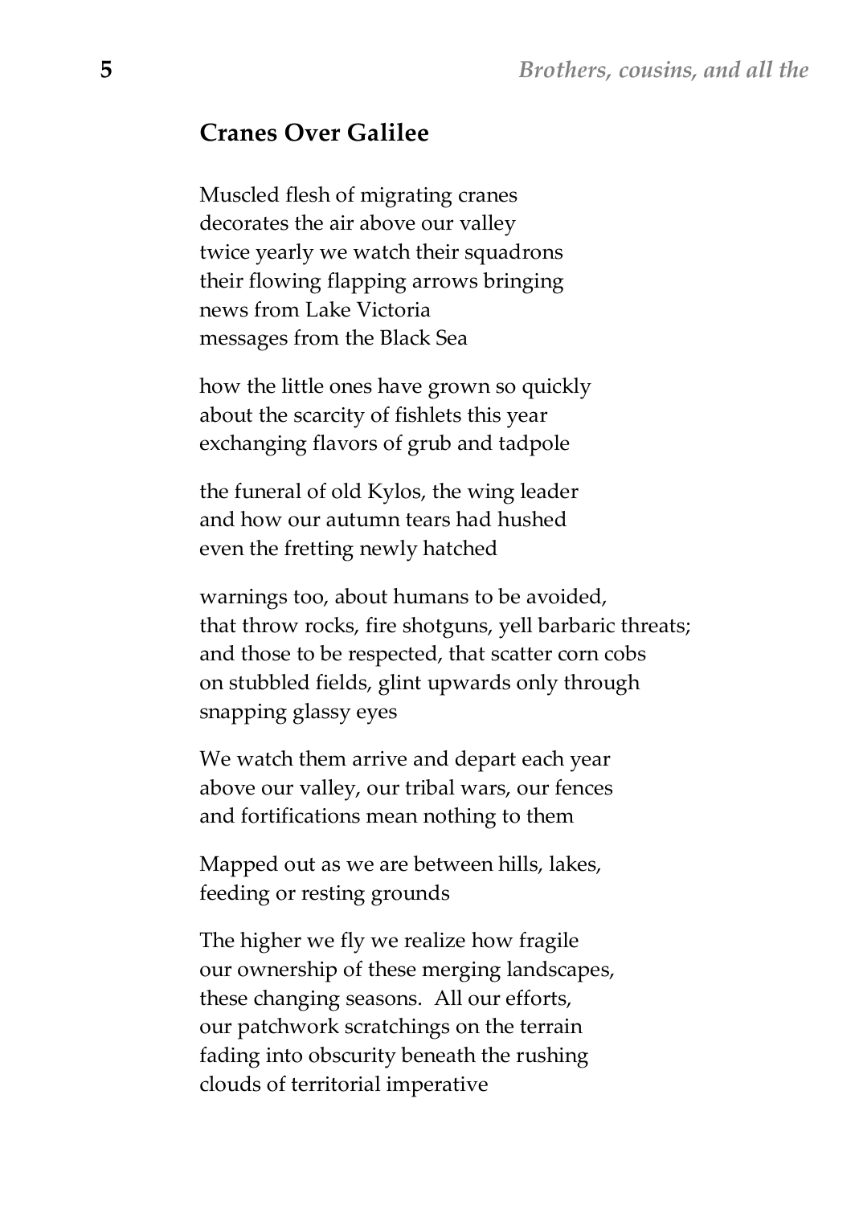## Cranes Over Galilee

Muscled flesh of migrating cranes
decorates the air above our valley
twice yearly we watch their squadrons
their flowing flapping arrows bringing
news from Lake Victoria
messages from the Black Sea

how the little ones have grown so quickly
about the scarcity of fishlets this year
exchanging flavors of grub and tadpole

the funeral of old Kylos, the wing leader
and how our autumn tears had hushed
even the fretting newly hatched

warnings too, about humans to be avoided,
that throw rocks, fire shotguns, yell barbaric threats;
and those to be respected, that scatter corn cobs
on stubbled fields, glint upwards only through
snapping glassy eyes

We watch them arrive and depart each year
above our valley, our tribal wars, our fences
and fortifications mean nothing to them

Mapped out as we are between hills, lakes,
feeding or resting grounds

The higher we fly we realize how fragile
our ownership of these merging landscapes,
these changing seasons. All our efforts,
our patchwork scratchings on the terrain
fading into obscurity beneath the rushing
clouds of territorial imperative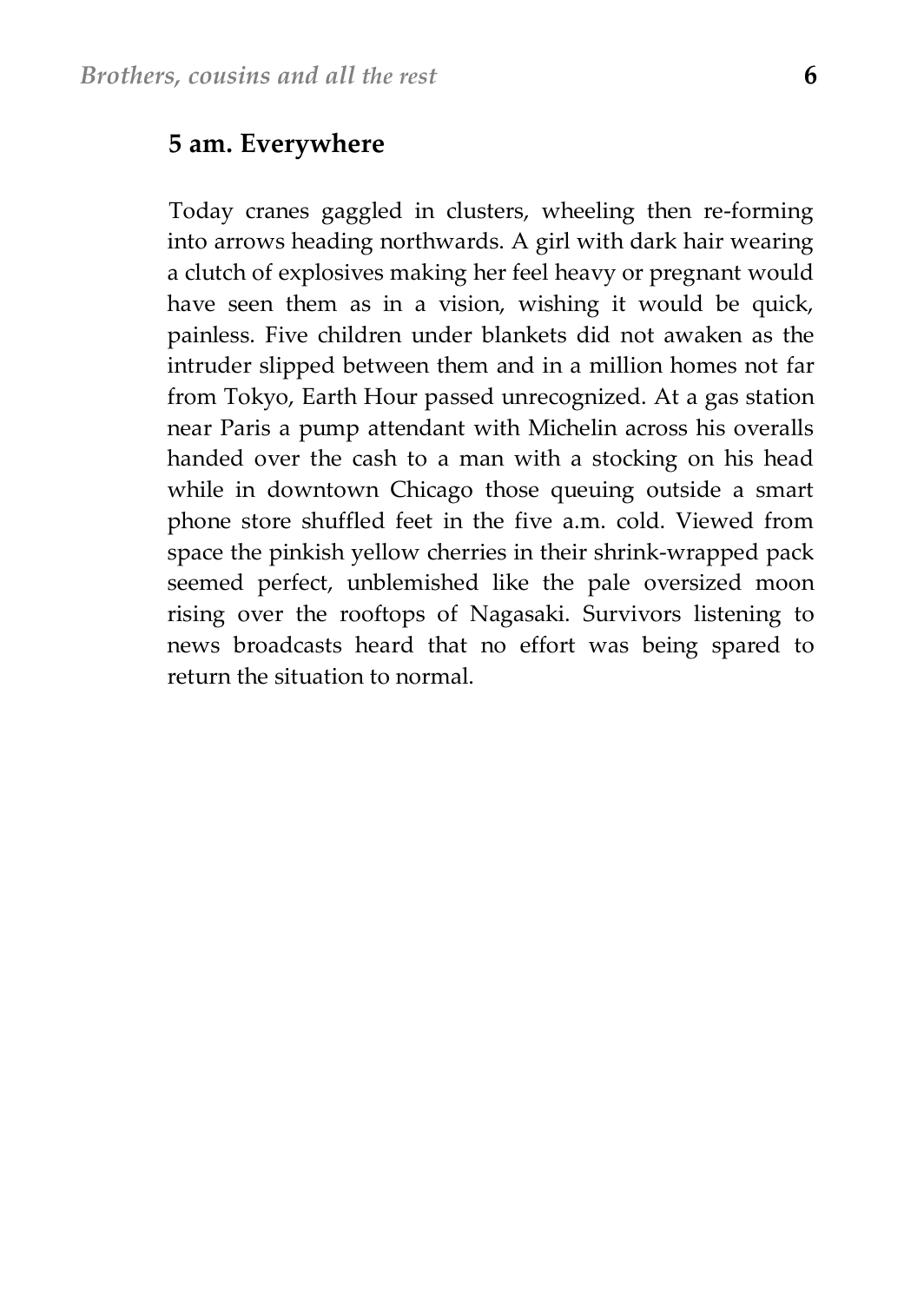## 5 am. Everywhere

Today cranes gaggled in clusters, wheeling then re-forming into arrows heading northwards. A girl with dark hair wearing a clutch of explosives making her feel heavy or pregnant would have seen them as in a vision, wishing it would be quick, painless. Five children under blankets did not awaken as the intruder slipped between them and in a million homes not far from Tokyo, Earth Hour passed unrecognized. At a gas station near Paris a pump attendant with Michelin across his overalls handed over the cash to a man with a stocking on his head while in downtown Chicago those queuing outside a smart phone store shuffled feet in the five a.m. cold. Viewed from space the pinkish yellow cherries in their shrink-wrapped pack seemed perfect, unblemished like the pale oversized moon rising over the rooftops of Nagasaki. Survivors listening to news broadcasts heard that no effort was being spared to return the situation to normal.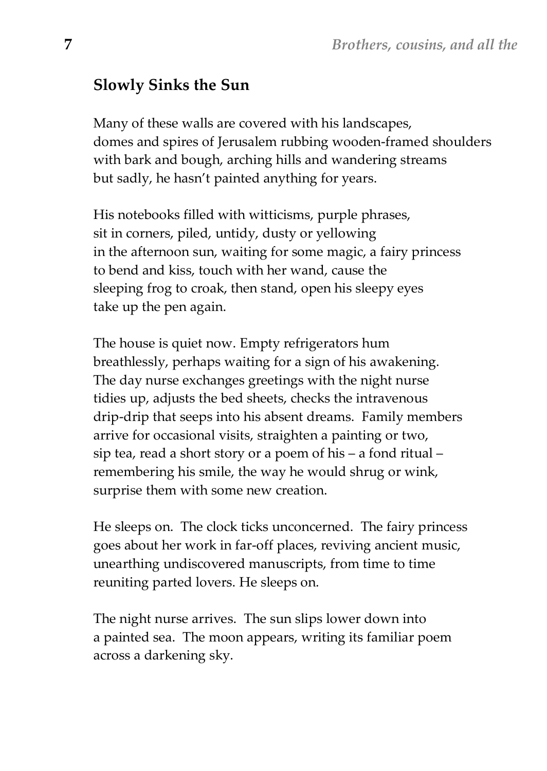## Slowly Sinks the Sun

Many of these walls are covered with his landscapes,  
domes and spires of Jerusalem rubbing wooden-framed shoulders  
with bark and bough, arching hills and wandering streams  
but sadly, he hasn't painted anything for years.

His notebooks filled with witticisms, purple phrases,  
sit in corners, piled, untidy, dusty or yellowing  
in the afternoon sun, waiting for some magic, a fairy princess  
to bend and kiss, touch with her wand, cause the  
sleeping frog to croak, then stand, open his sleepy eyes  
take up the pen again.

The house is quiet now. Empty refrigerators hum  
breathlessly, perhaps waiting for a sign of his awakening.  
The day nurse exchanges greetings with the night nurse  
tidies up, adjusts the bed sheets, checks the intravenous  
drip-drip that seeps into his absent dreams. Family members  
arrive for occasional visits, straighten a painting or two,  
sip tea, read a short story or a poem of his – a fond ritual –  
remembering his smile, the way he would shrug or wink,  
surprise them with some new creation.

He sleeps on. The clock ticks unconcerned. The fairy princess  
goes about her work in far-off places, reviving ancient music,  
unearthing undiscovered manuscripts, from time to time  
reuniting parted lovers. He sleeps on.

The night nurse arrives. The sun slips lower down into  
a painted sea. The moon appears, writing its familiar poem  
across a darkening sky.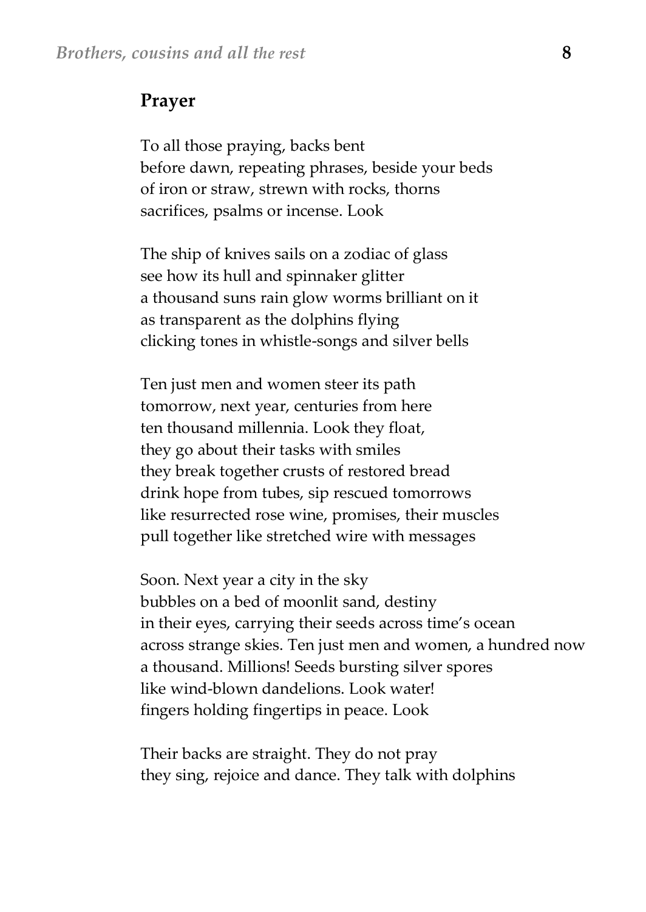## Prayer

To all those praying, backs bent
before dawn, repeating phrases, beside your beds
of iron or straw, strewn with rocks, thorns
sacrifices, psalms or incense. Look

The ship of knives sails on a zodiac of glass
see how its hull and spinnaker glitter
a thousand suns rain glow worms brilliant on it
as transparent as the dolphins flying
clicking tones in whistle-songs and silver bells

Ten just men and women steer its path
tomorrow, next year, centuries from here
ten thousand millennia. Look they float,
they go about their tasks with smiles
they break together crusts of restored bread
drink hope from tubes, sip rescued tomorrows
like resurrected rose wine, promises, their muscles
pull together like stretched wire with messages

Soon. Next year a city in the sky
bubbles on a bed of moonlit sand, destiny
in their eyes, carrying their seeds across time's ocean
across strange skies. Ten just men and women, a hundred now
a thousand. Millions! Seeds bursting silver spores
like wind-blown dandelions. Look water!
fingers holding fingertips in peace. Look

Their backs are straight. They do not pray
they sing, rejoice and dance. They talk with dolphins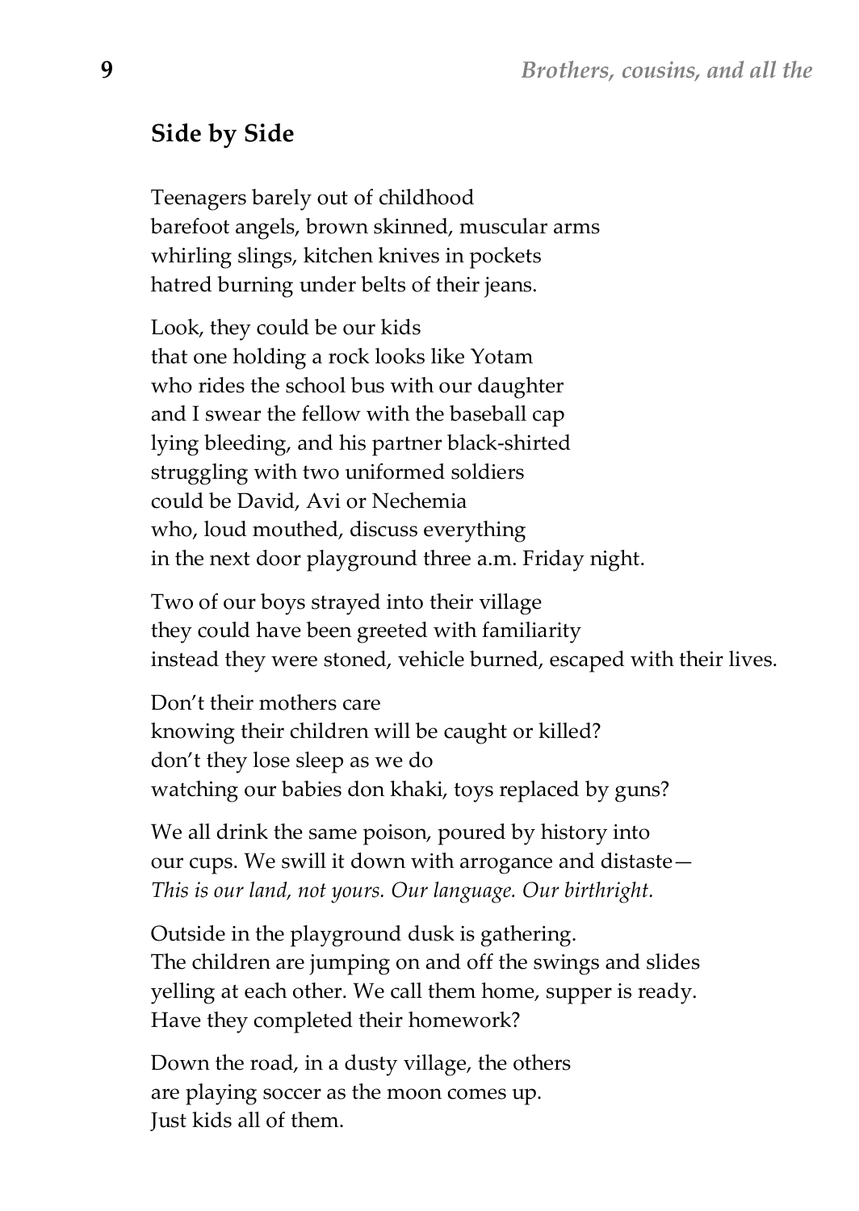## Side by Side

Teenagers barely out of childhood  
barefoot angels, brown skinned, muscular arms  
whirling slings, kitchen knives in pockets  
hatred burning under belts of their jeans.

Look, they could be our kids  
that one holding a rock looks like Yotam  
who rides the school bus with our daughter  
and I swear the fellow with the baseball cap  
lying bleeding, and his partner black-shirted  
struggling with two uniformed soldiers  
could be David, Avi or Nechemia  
who, loud mouthed, discuss everything  
in the next door playground three a.m. Friday night.

Two of our boys strayed into their village  
they could have been greeted with familiarity  
instead they were stoned, vehicle burned, escaped with their lives.

Don't their mothers care  
knowing their children will be caught or killed?  
don't they lose sleep as we do  
watching our babies don khaki, toys replaced by guns?

We all drink the same poison, poured by history into  
our cups. We swill it down with arrogance and distaste—  
*This is our land, not yours. Our language. Our birthright.*

Outside in the playground dusk is gathering.  
The children are jumping on and off the swings and slides  
yelling at each other. We call them home, supper is ready.  
Have they completed their homework?

Down the road, in a dusty village, the others  
are playing soccer as the moon comes up.  
Just kids all of them.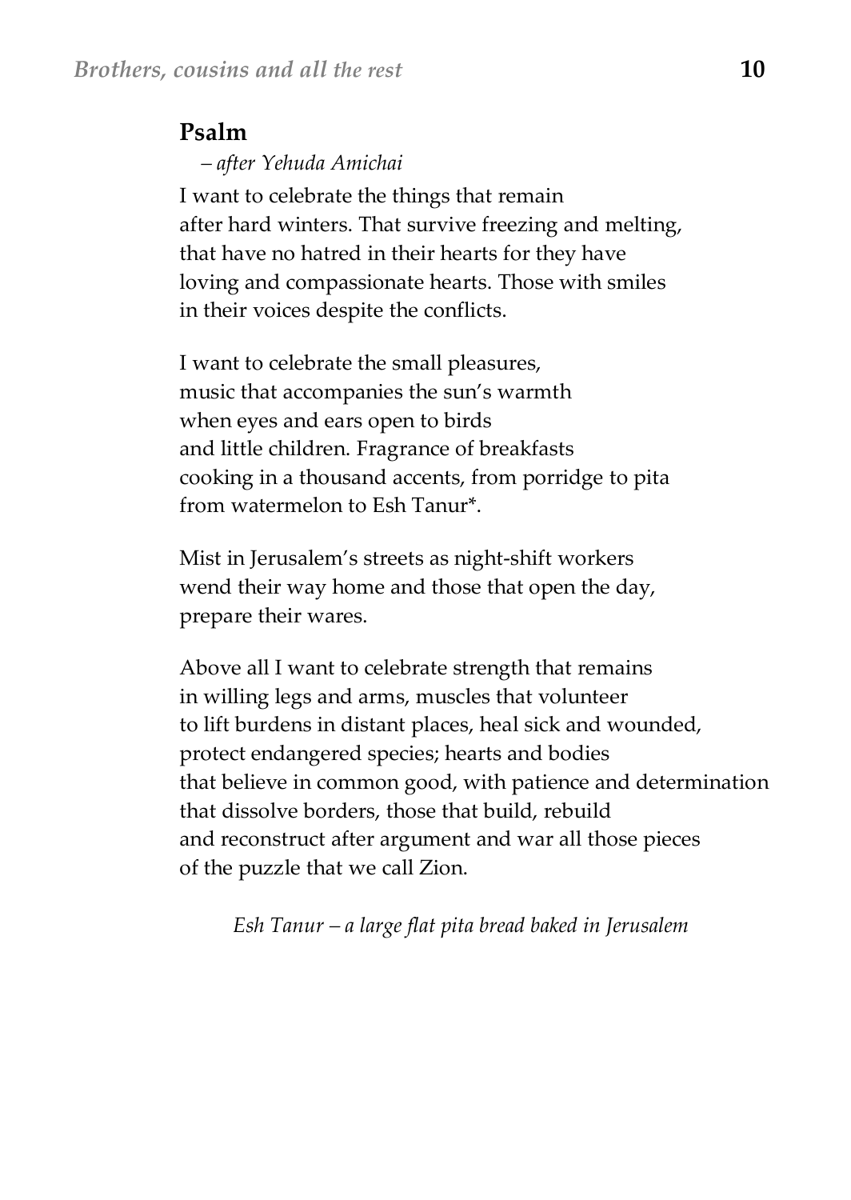## Psalm

*– after Yehuda Amichai*

I want to celebrate the things that remain
after hard winters. That survive freezing and melting,
that have no hatred in their hearts for they have
loving and compassionate hearts. Those with smiles
in their voices despite the conflicts.

I want to celebrate the small pleasures,
music that accompanies the sun's warmth
when eyes and ears open to birds
and little children. Fragrance of breakfasts
cooking in a thousand accents, from porridge to pita
from watermelon to Esh Tanur*.

Mist in Jerusalem's streets as night-shift workers
wend their way home and those that open the day,
prepare their wares.

Above all I want to celebrate strength that remains
in willing legs and arms, muscles that volunteer
to lift burdens in distant places, heal sick and wounded,
protect endangered species; hearts and bodies
that believe in common good, with patience and determination
that dissolve borders, those that build, rebuild
and reconstruct after argument and war all those pieces
of the puzzle that we call Zion.

*Esh Tanur – a large flat pita bread baked in Jerusalem*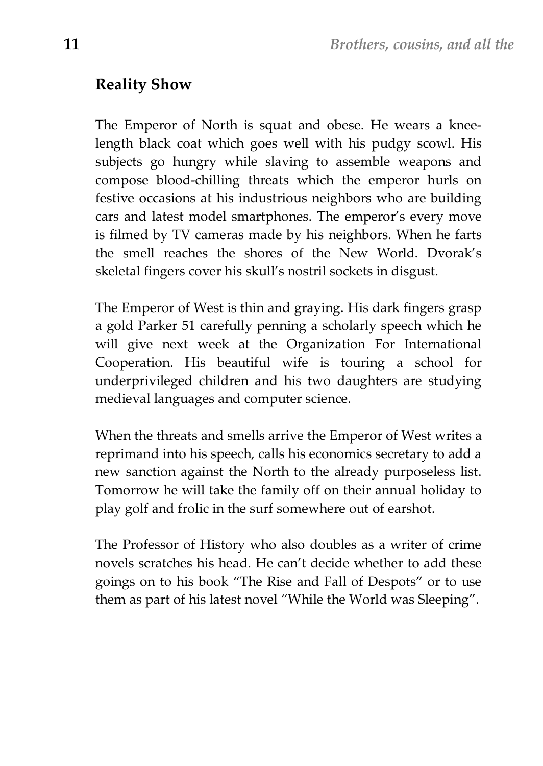## Reality Show

The Emperor of North is squat and obese. He wears a knee-length black coat which goes well with his pudgy scowl. His subjects go hungry while slaving to assemble weapons and compose blood-chilling threats which the emperor hurls on festive occasions at his industrious neighbors who are building cars and latest model smartphones. The emperor's every move is filmed by TV cameras made by his neighbors. When he farts the smell reaches the shores of the New World. Dvorak's skeletal fingers cover his skull's nostril sockets in disgust.

The Emperor of West is thin and graying. His dark fingers grasp a gold Parker 51 carefully penning a scholarly speech which he will give next week at the Organization For International Cooperation. His beautiful wife is touring a school for underprivileged children and his two daughters are studying medieval languages and computer science.

When the threats and smells arrive the Emperor of West writes a reprimand into his speech, calls his economics secretary to add a new sanction against the North to the already purposeless list. Tomorrow he will take the family off on their annual holiday to play golf and frolic in the surf somewhere out of earshot.

The Professor of History who also doubles as a writer of crime novels scratches his head. He can't decide whether to add these goings on to his book "The Rise and Fall of Despots" or to use them as part of his latest novel "While the World was Sleeping".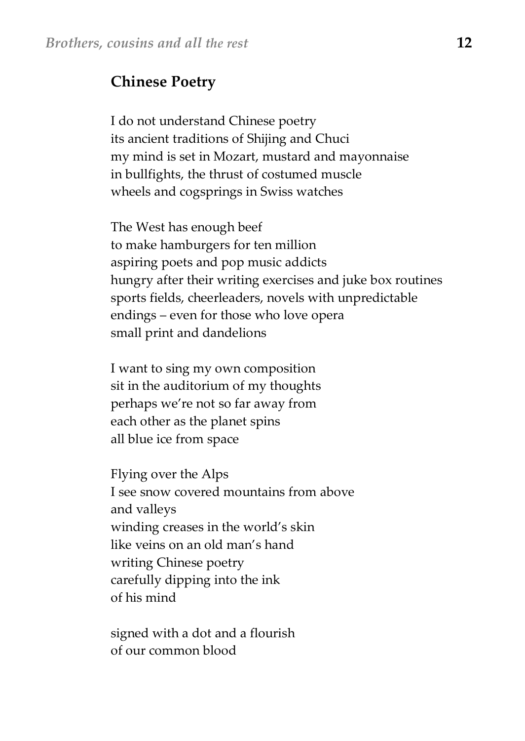## Chinese Poetry

I do not understand Chinese poetry
its ancient traditions of Shijing and Chuci
my mind is set in Mozart, mustard and mayonnaise
in bullfights, the thrust of costumed muscle
wheels and cogsprings in Swiss watches

The West has enough beef
to make hamburgers for ten million
aspiring poets and pop music addicts
hungry after their writing exercises and juke box routines
sports fields, cheerleaders, novels with unpredictable
endings – even for those who love opera
small print and dandelions

I want to sing my own composition
sit in the auditorium of my thoughts
perhaps we're not so far away from
each other as the planet spins
all blue ice from space

Flying over the Alps
I see snow covered mountains from above
and valleys
winding creases in the world's skin
like veins on an old man's hand
writing Chinese poetry
carefully dipping into the ink
of his mind

signed with a dot and a flourish
of our common blood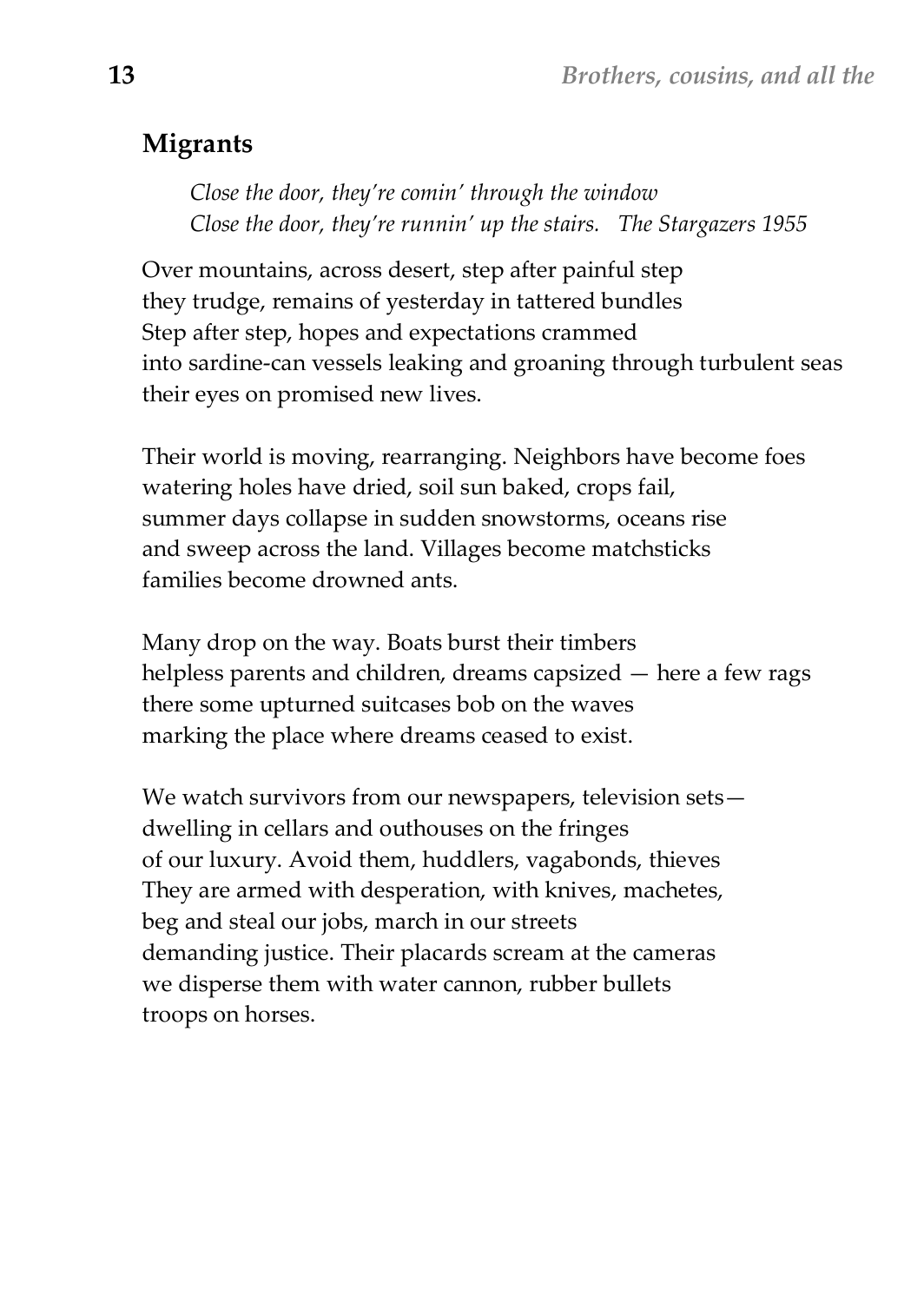## Migrants

*Close the door, they're comin' through the window*
*Close the door, they're runnin' up the stairs. The Stargazers 1955*

Over mountains, across desert, step after painful step
they trudge, remains of yesterday in tattered bundles
Step after step, hopes and expectations crammed
into sardine-can vessels leaking and groaning through turbulent seas
their eyes on promised new lives.

Their world is moving, rearranging. Neighbors have become foes
watering holes have dried, soil sun baked, crops fail,
summer days collapse in sudden snowstorms, oceans rise
and sweep across the land. Villages become matchsticks
families become drowned ants.

Many drop on the way. Boats burst their timbers
helpless parents and children, dreams capsized — here a few rags
there some upturned suitcases bob on the waves
marking the place where dreams ceased to exist.

We watch survivors from our newspapers, television sets—
dwelling in cellars and outhouses on the fringes
of our luxury. Avoid them, huddlers, vagabonds, thieves
They are armed with desperation, with knives, machetes,
beg and steal our jobs, march in our streets
demanding justice. Their placards scream at the cameras
we disperse them with water cannon, rubber bullets
troops on horses.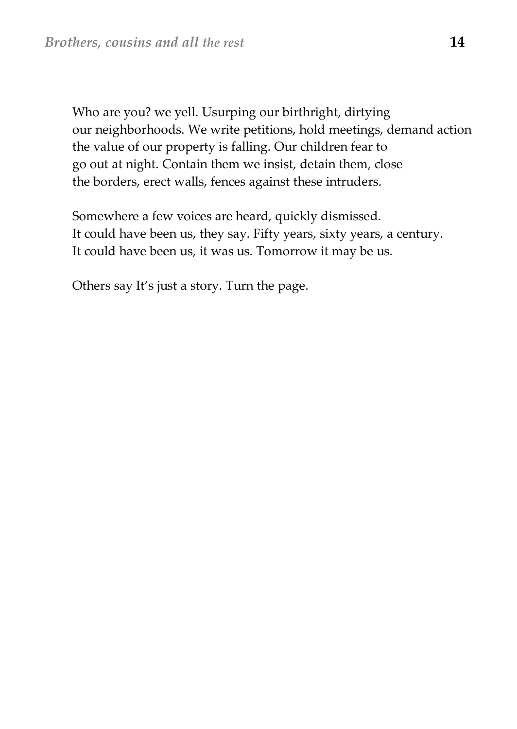Who are you? we yell. Usurping our birthright, dirtying
our neighborhoods. We write petitions, hold meetings, demand action
the value of our property is falling. Our children fear to
go out at night. Contain them we insist, detain them, close
the borders, erect walls, fences against these intruders.

Somewhere a few voices are heard, quickly dismissed.
It could have been us, they say. Fifty years, sixty years, a century.
It could have been us, it was us. Tomorrow it may be us.

Others say It's just a story. Turn the page.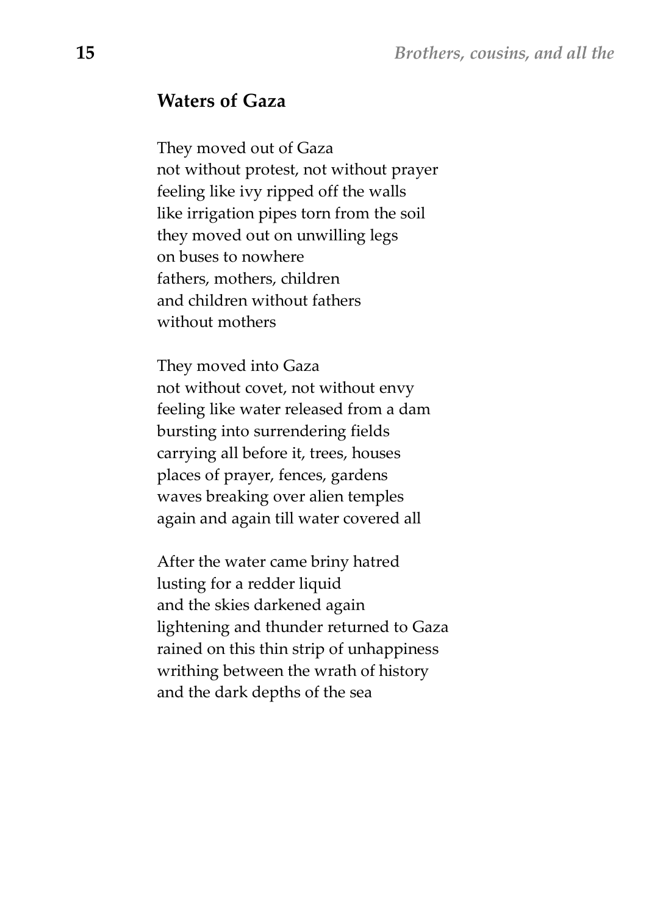## Waters of Gaza

They moved out of Gaza
not without protest, not without prayer
feeling like ivy ripped off the walls
like irrigation pipes torn from the soil
they moved out on unwilling legs
on buses to nowhere
fathers, mothers, children
and children without fathers
without mothers

They moved into Gaza
not without covet, not without envy
feeling like water released from a dam
bursting into surrendering fields
carrying all before it, trees, houses
places of prayer, fences, gardens
waves breaking over alien temples
again and again till water covered all

After the water came briny hatred
lusting for a redder liquid
and the skies darkened again
lightening and thunder returned to Gaza
rained on this thin strip of unhappiness
writhing between the wrath of history
and the dark depths of the sea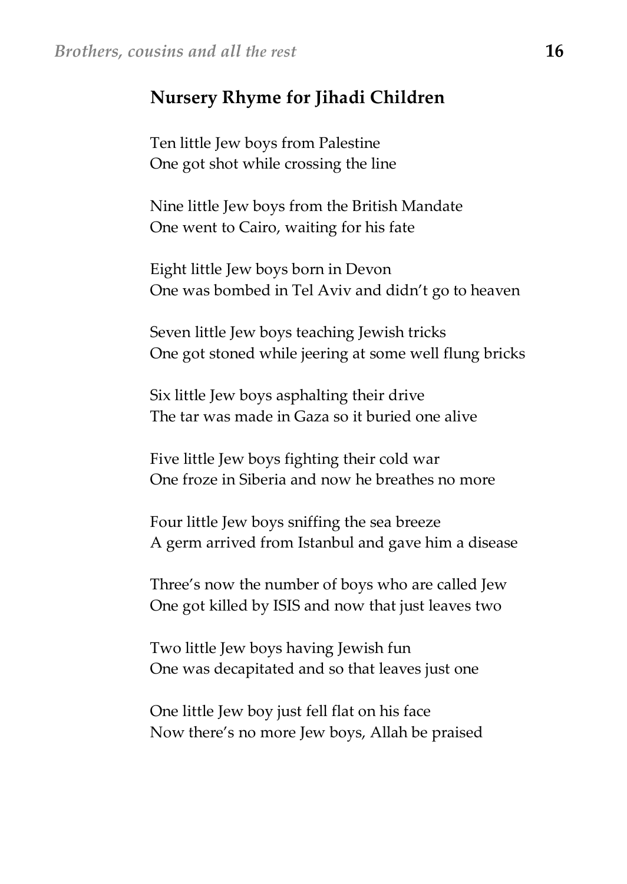## Nursery Rhyme for Jihadi Children

Ten little Jew boys from Palestine
One got shot while crossing the line

Nine little Jew boys from the British Mandate
One went to Cairo, waiting for his fate

Eight little Jew boys born in Devon
One was bombed in Tel Aviv and didn't go to heaven

Seven little Jew boys teaching Jewish tricks
One got stoned while jeering at some well flung bricks

Six little Jew boys asphalting their drive
The tar was made in Gaza so it buried one alive

Five little Jew boys fighting their cold war
One froze in Siberia and now he breathes no more

Four little Jew boys sniffing the sea breeze
A germ arrived from Istanbul and gave him a disease

Three's now the number of boys who are called Jew
One got killed by ISIS and now that just leaves two

Two little Jew boys having Jewish fun
One was decapitated and so that leaves just one

One little Jew boy just fell flat on his face
Now there's no more Jew boys, Allah be praised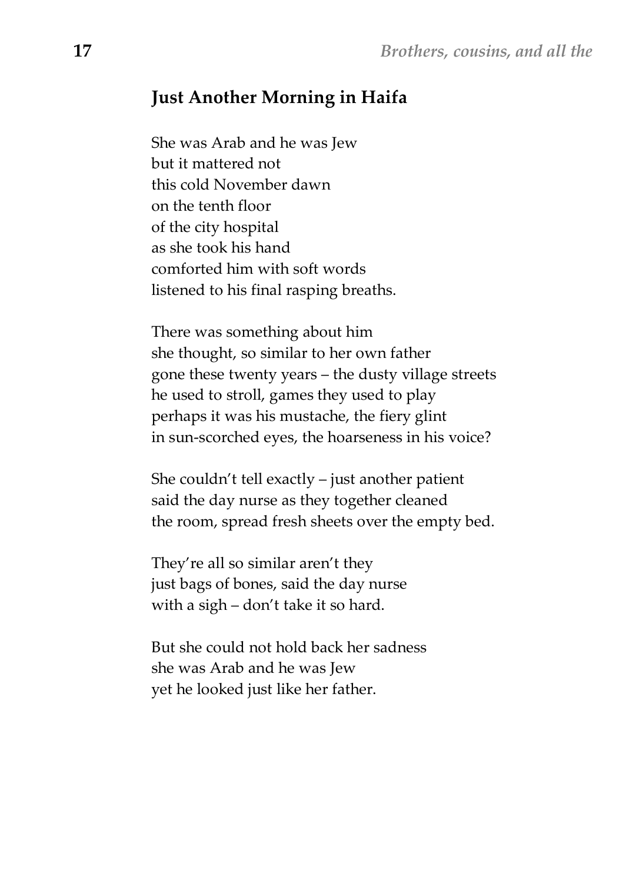## Just Another Morning in Haifa

She was Arab and he was Jew  
but it mattered not  
this cold November dawn  
on the tenth floor  
of the city hospital  
as she took his hand  
comforted him with soft words  
listened to his final rasping breaths.

There was something about him  
she thought, so similar to her own father  
gone these twenty years – the dusty village streets  
he used to stroll, games they used to play  
perhaps it was his mustache, the fiery glint  
in sun-scorched eyes, the hoarseness in his voice?

She couldn't tell exactly – just another patient  
said the day nurse as they together cleaned  
the room, spread fresh sheets over the empty bed.

They're all so similar aren't they  
just bags of bones, said the day nurse  
with a sigh – don't take it so hard.

But she could not hold back her sadness  
she was Arab and he was Jew  
yet he looked just like her father.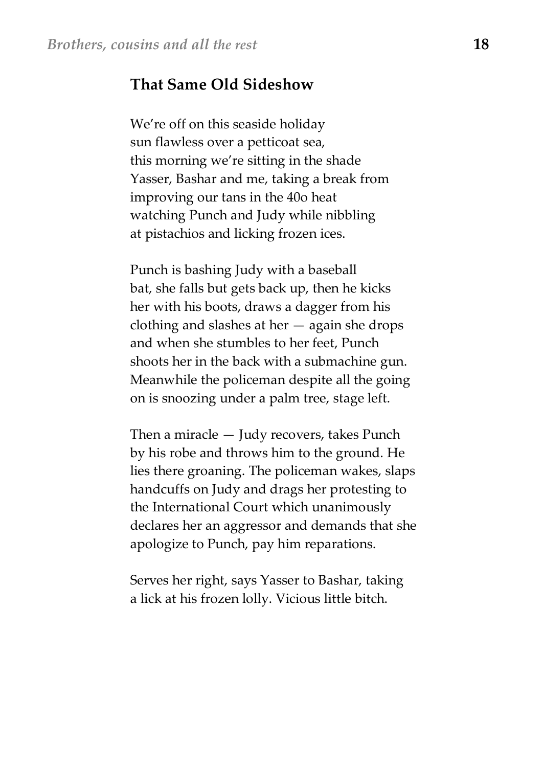## That Same Old Sideshow

We're off on this seaside holiday
sun flawless over a petticoat sea,
this morning we're sitting in the shade
Yasser, Bashar and me, taking a break from
improving our tans in the 40o heat
watching Punch and Judy while nibbling
at pistachios and licking frozen ices.

Punch is bashing Judy with a baseball
bat, she falls but gets back up, then he kicks
her with his boots, draws a dagger from his
clothing and slashes at her — again she drops
and when she stumbles to her feet, Punch
shoots her in the back with a submachine gun.
Meanwhile the policeman despite all the going
on is snoozing under a palm tree, stage left.

Then a miracle — Judy recovers, takes Punch
by his robe and throws him to the ground. He
lies there groaning. The policeman wakes, slaps
handcuffs on Judy and drags her protesting to
the International Court which unanimously
declares her an aggressor and demands that she
apologize to Punch, pay him reparations.

Serves her right, says Yasser to Bashar, taking
a lick at his frozen lolly. Vicious little bitch.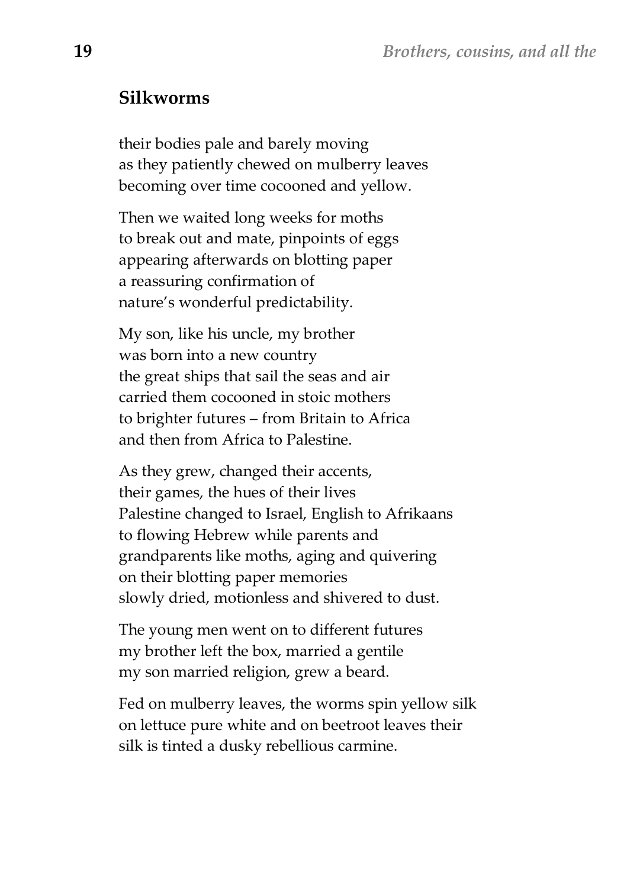## Silkworms

their bodies pale and barely moving
as they patiently chewed on mulberry leaves
becoming over time cocooned and yellow.

Then we waited long weeks for moths
to break out and mate, pinpoints of eggs
appearing afterwards on blotting paper
a reassuring confirmation of
nature's wonderful predictability.

My son, like his uncle, my brother
was born into a new country
the great ships that sail the seas and air
carried them cocooned in stoic mothers
to brighter futures – from Britain to Africa
and then from Africa to Palestine.

As they grew, changed their accents,
their games, the hues of their lives
Palestine changed to Israel, English to Afrikaans
to flowing Hebrew while parents and
grandparents like moths, aging and quivering
on their blotting paper memories
slowly dried, motionless and shivered to dust.

The young men went on to different futures
my brother left the box, married a gentile
my son married religion, grew a beard.

Fed on mulberry leaves, the worms spin yellow silk
on lettuce pure white and on beetroot leaves their
silk is tinted a dusky rebellious carmine.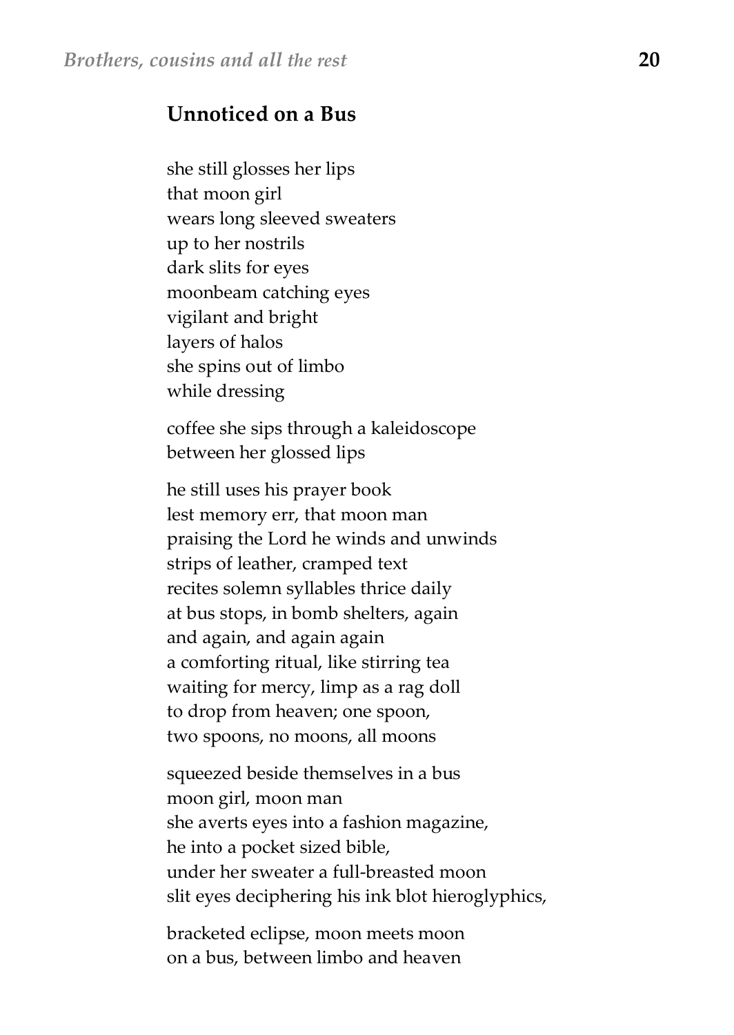## Unnoticed on a Bus

she still glosses her lips  
that moon girl  
wears long sleeved sweaters  
up to her nostrils  
dark slits for eyes  
moonbeam catching eyes  
vigilant and bright  
layers of halos  
she spins out of limbo  
while dressing

coffee she sips through a kaleidoscope  
between her glossed lips

he still uses his prayer book  
lest memory err, that moon man  
praising the Lord he winds and unwinds  
strips of leather, cramped text  
recites solemn syllables thrice daily  
at bus stops, in bomb shelters, again  
and again, and again again  
a comforting ritual, like stirring tea  
waiting for mercy, limp as a rag doll  
to drop from heaven; one spoon,  
two spoons, no moons, all moons

squeezed beside themselves in a bus  
moon girl, moon man  
she averts eyes into a fashion magazine,  
he into a pocket sized bible,  
under her sweater a full-breasted moon  
slit eyes deciphering his ink blot hieroglyphics,

bracketed eclipse, moon meets moon  
on a bus, between limbo and heaven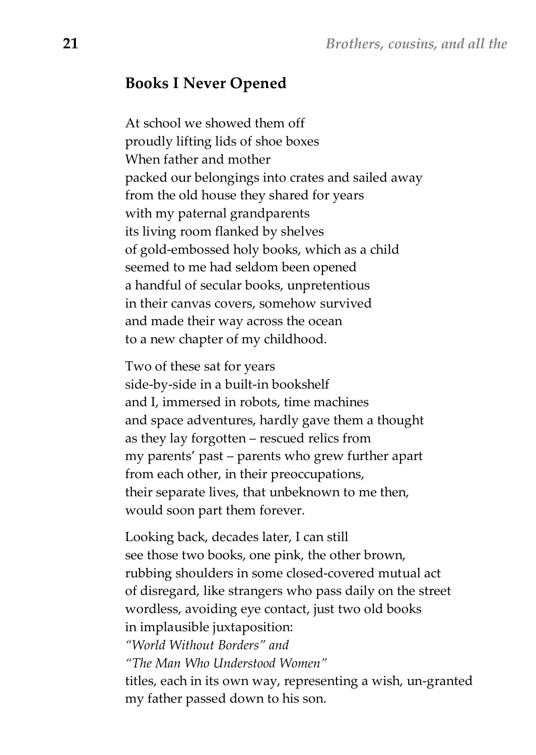## Books I Never Opened

At school we showed them off  
proudly lifting lids of shoe boxes  
When father and mother  
packed our belongings into crates and sailed away  
from the old house they shared for years  
with my paternal grandparents  
its living room flanked by shelves  
of gold-embossed holy books, which as a child  
seemed to me had seldom been opened  
a handful of secular books, unpretentious  
in their canvas covers, somehow survived  
and made their way across the ocean  
to a new chapter of my childhood.

Two of these sat for years  
side-by-side in a built-in bookshelf  
and I, immersed in robots, time machines  
and space adventures, hardly gave them a thought  
as they lay forgotten – rescued relics from  
my parents' past – parents who grew further apart  
from each other, in their preoccupations,  
their separate lives, that unbeknown to me then,  
would soon part them forever.

Looking back, decades later, I can still  
see those two books, one pink, the other brown,  
rubbing shoulders in some closed-covered mutual act  
of disregard, like strangers who pass daily on the street  
wordless, avoiding eye contact, just two old books  
in implausible juxtaposition:  
*"World Without Borders" and*  
*"The Man Who Understood Women"*  
titles, each in its own way, representing a wish, un-granted  
my father passed down to his son.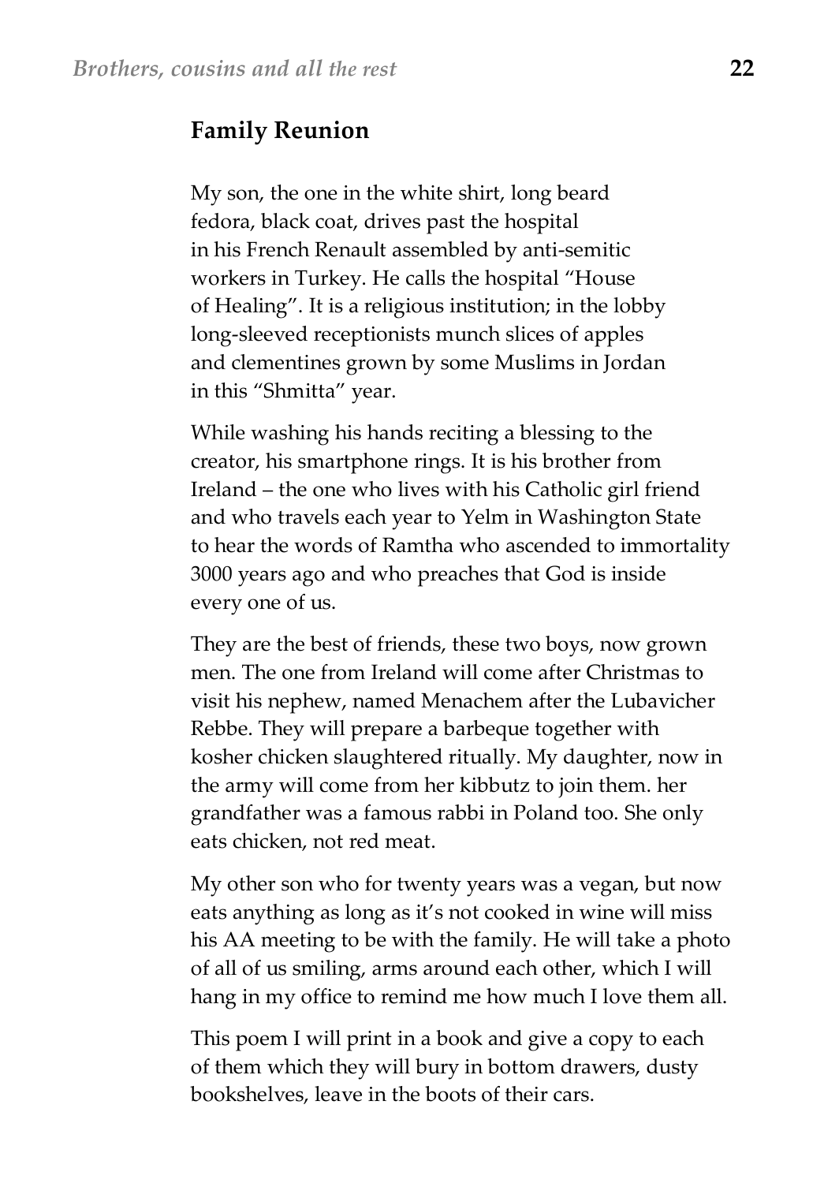## Family Reunion

My son, the one in the white shirt, long beard  
fedora, black coat, drives past the hospital  
in his French Renault assembled by anti-semitic  
workers in Turkey. He calls the hospital "House  
of Healing". It is a religious institution; in the lobby  
long-sleeved receptionists munch slices of apples  
and clementines grown by some Muslims in Jordan  
in this "Shmitta" year.

While washing his hands reciting a blessing to the  
creator, his smartphone rings. It is his brother from  
Ireland – the one who lives with his Catholic girl friend  
and who travels each year to Yelm in Washington State  
to hear the words of Ramtha who ascended to immortality  
3000 years ago and who preaches that God is inside  
every one of us.

They are the best of friends, these two boys, now grown  
men. The one from Ireland will come after Christmas to  
visit his nephew, named Menachem after the Lubavicher  
Rebbe. They will prepare a barbeque together with  
kosher chicken slaughtered ritually. My daughter, now in  
the army will come from her kibbutz to join them. her  
grandfather was a famous rabbi in Poland too. She only  
eats chicken, not red meat.

My other son who for twenty years was a vegan, but now  
eats anything as long as it's not cooked in wine will miss  
his AA meeting to be with the family. He will take a photo  
of all of us smiling, arms around each other, which I will  
hang in my office to remind me how much I love them all.

This poem I will print in a book and give a copy to each  
of them which they will bury in bottom drawers, dusty  
bookshelves, leave in the boots of their cars.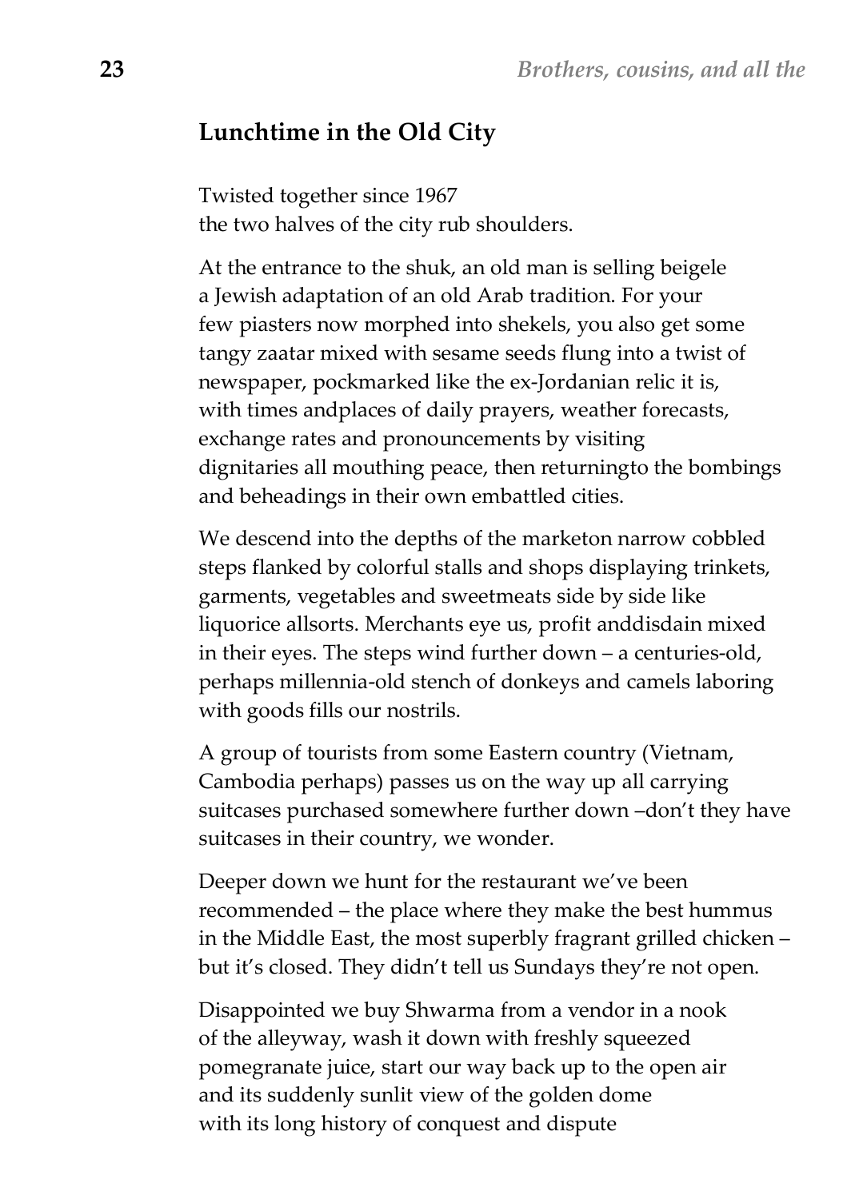## Lunchtime in the Old City

Twisted together since 1967
the two halves of the city rub shoulders.

At the entrance to the shuk, an old man is selling beigele
a Jewish adaptation of an old Arab tradition. For your
few piasters now morphed into shekels, you also get some
tangy zaatar mixed with sesame seeds flung into a twist of
newspaper, pockmarked like the ex-Jordanian relic it is,
with times andplaces of daily prayers, weather forecasts,
exchange rates and pronouncements by visiting
dignitaries all mouthing peace, then returningto the bombings
and beheadings in their own embattled cities.

We descend into the depths of the marketon narrow cobbled
steps flanked by colorful stalls and shops displaying trinkets,
garments, vegetables and sweetmeats side by side like
liquorice allsorts. Merchants eye us, profit anddisdain mixed
in their eyes. The steps wind further down – a centuries-old,
perhaps millennia-old stench of donkeys and camels laboring
with goods fills our nostrils.

A group of tourists from some Eastern country (Vietnam,
Cambodia perhaps) passes us on the way up all carrying
suitcases purchased somewhere further down –don't they have
suitcases in their country, we wonder.

Deeper down we hunt for the restaurant we've been
recommended – the place where they make the best hummus
in the Middle East, the most superbly fragrant grilled chicken –
but it's closed. They didn't tell us Sundays they're not open.

Disappointed we buy Shwarma from a vendor in a nook
of the alleyway, wash it down with freshly squeezed
pomegranate juice, start our way back up to the open air
and its suddenly sunlit view of the golden dome
with its long history of conquest and dispute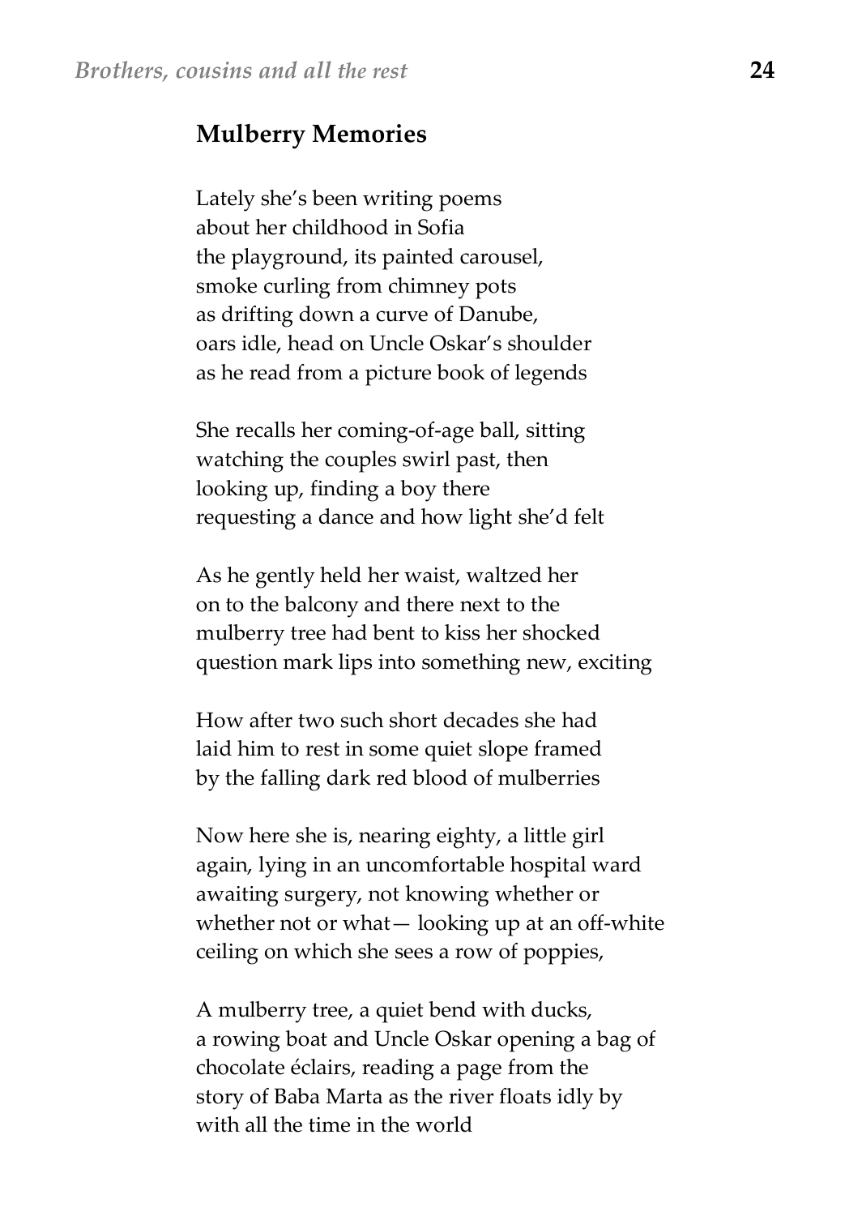## Mulberry Memories

Lately she's been writing poems  
about her childhood in Sofia  
the playground, its painted carousel,  
smoke curling from chimney pots  
as drifting down a curve of Danube,  
oars idle, head on Uncle Oskar's shoulder  
as he read from a picture book of legends

She recalls her coming-of-age ball, sitting  
watching the couples swirl past, then  
looking up, finding a boy there  
requesting a dance and how light she'd felt

As he gently held her waist, waltzed her  
on to the balcony and there next to the  
mulberry tree had bent to kiss her shocked  
question mark lips into something new, exciting

How after two such short decades she had  
laid him to rest in some quiet slope framed  
by the falling dark red blood of mulberries

Now here she is, nearing eighty, a little girl  
again, lying in an uncomfortable hospital ward  
awaiting surgery, not knowing whether or  
whether not or what— looking up at an off-white  
ceiling on which she sees a row of poppies,

A mulberry tree, a quiet bend with ducks,  
a rowing boat and Uncle Oskar opening a bag of  
chocolate éclairs, reading a page from the  
story of Baba Marta as the river floats idly by  
with all the time in the world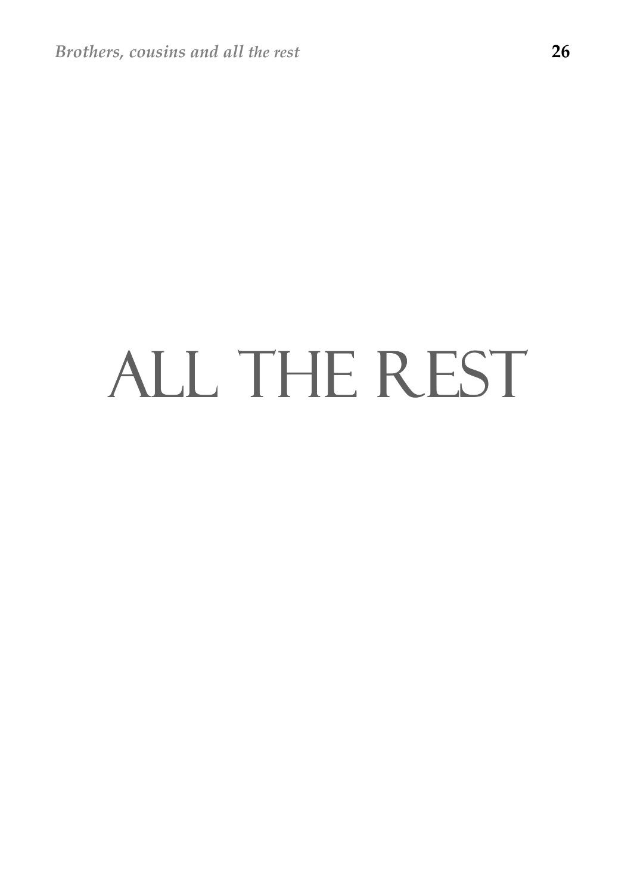# ALL THE REST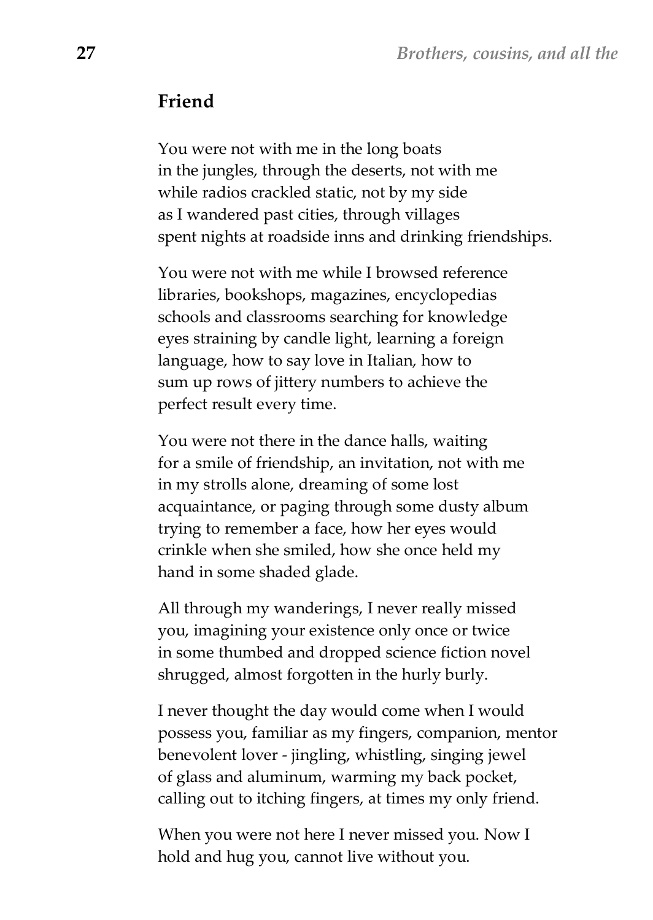## Friend

You were not with me in the long boats
in the jungles, through the deserts, not with me
while radios crackled static, not by my side
as I wandered past cities, through villages
spent nights at roadside inns and drinking friendships.

You were not with me while I browsed reference
libraries, bookshops, magazines, encyclopedias
schools and classrooms searching for knowledge
eyes straining by candle light, learning a foreign
language, how to say love in Italian, how to
sum up rows of jittery numbers to achieve the
perfect result every time.

You were not there in the dance halls, waiting
for a smile of friendship, an invitation, not with me
in my strolls alone, dreaming of some lost
acquaintance, or paging through some dusty album
trying to remember a face, how her eyes would
crinkle when she smiled, how she once held my
hand in some shaded glade.

All through my wanderings, I never really missed
you, imagining your existence only once or twice
in some thumbed and dropped science fiction novel
shrugged, almost forgotten in the hurly burly.

I never thought the day would come when I would
possess you, familiar as my fingers, companion, mentor
benevolent lover - jingling, whistling, singing jewel
of glass and aluminum, warming my back pocket,
calling out to itching fingers, at times my only friend.

When you were not here I never missed you. Now I
hold and hug you, cannot live without you.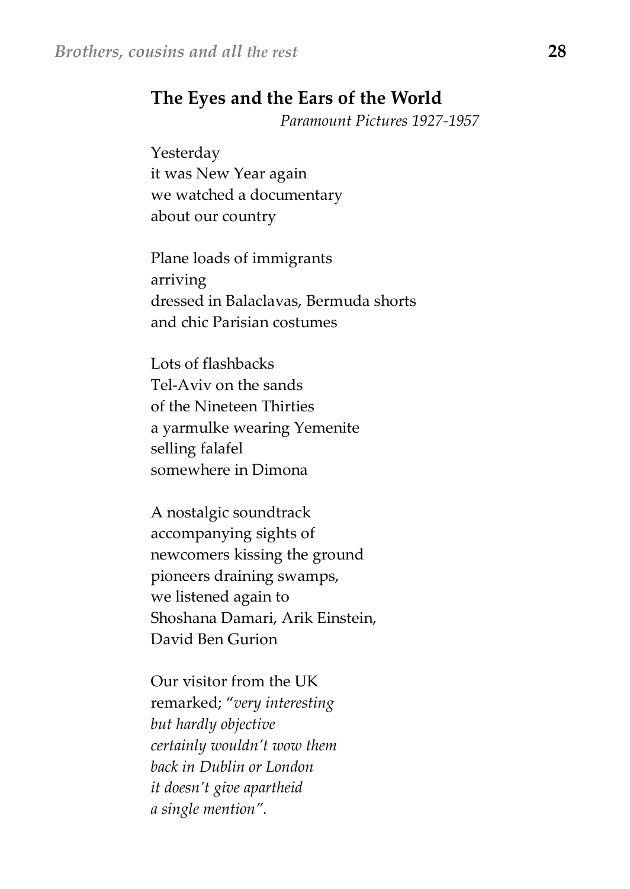## The Eyes and the Ears of the World

*Paramount Pictures 1927-1957*

Yesterday  
it was New Year again  
we watched a documentary  
about our country

Plane loads of immigrants  
arriving  
dressed in Balaclavas, Bermuda shorts  
and chic Parisian costumes

Lots of flashbacks  
Tel-Aviv on the sands  
of the Nineteen Thirties  
a yarmulke wearing Yemenite  
selling falafel  
somewhere in Dimona

A nostalgic soundtrack  
accompanying sights of  
newcomers kissing the ground  
pioneers draining swamps,  
we listened again to  
Shoshana Damari, Arik Einstein,  
David Ben Gurion

Our visitor from the UK  
remarked; "*very interesting*  
*but hardly objective*  
*certainly wouldn't wow them*  
*back in Dublin or London*  
*it doesn't give apartheid*  
*a single mention".*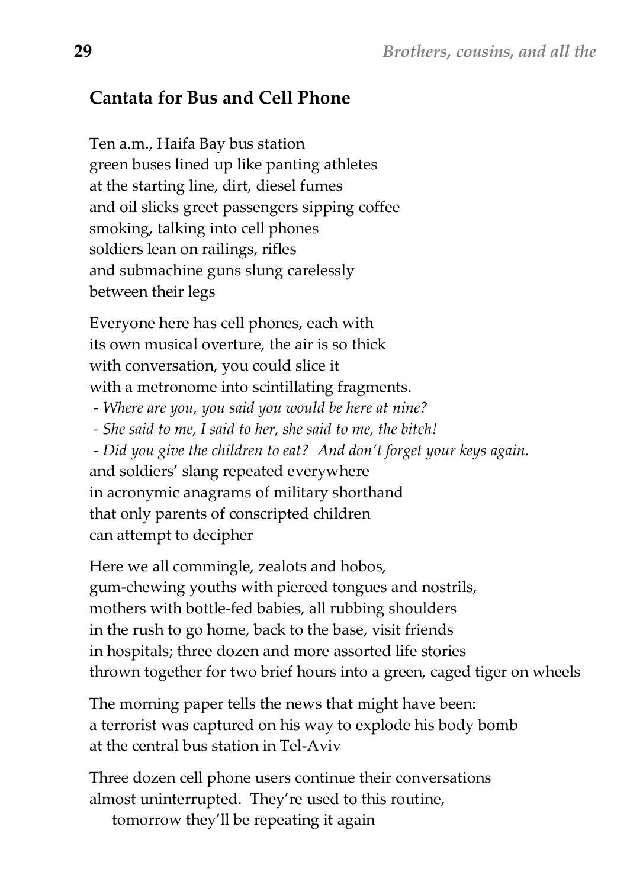## Cantata for Bus and Cell Phone

Ten a.m., Haifa Bay bus station  
green buses lined up like panting athletes  
at the starting line, dirt, diesel fumes  
and oil slicks greet passengers sipping coffee  
smoking, talking into cell phones  
soldiers lean on railings, rifles  
and submachine guns slung carelessly  
between their legs

Everyone here has cell phones, each with  
its own musical overture, the air is so thick  
with conversation, you could slice it  
with a metronome into scintillating fragments.  
 - *Where are you, you said you would be here at nine?*  
 - *She said to me, I said to her, she said to me, the bitch!*  
 - *Did you give the children to eat? And don't forget your keys again.*  
and soldiers' slang repeated everywhere  
in acronymic anagrams of military shorthand  
that only parents of conscripted children  
can attempt to decipher

Here we all commingle, zealots and hobos,  
gum-chewing youths with pierced tongues and nostrils,  
mothers with bottle-fed babies, all rubbing shoulders  
in the rush to go home, back to the base, visit friends  
in hospitals; three dozen and more assorted life stories  
thrown together for two brief hours into a green, caged tiger on wheels

The morning paper tells the news that might have been:  
a terrorist was captured on his way to explode his body bomb  
at the central bus station in Tel-Aviv

Three dozen cell phone users continue their conversations  
almost uninterrupted. They're used to this routine,  
  tomorrow they'll be repeating it again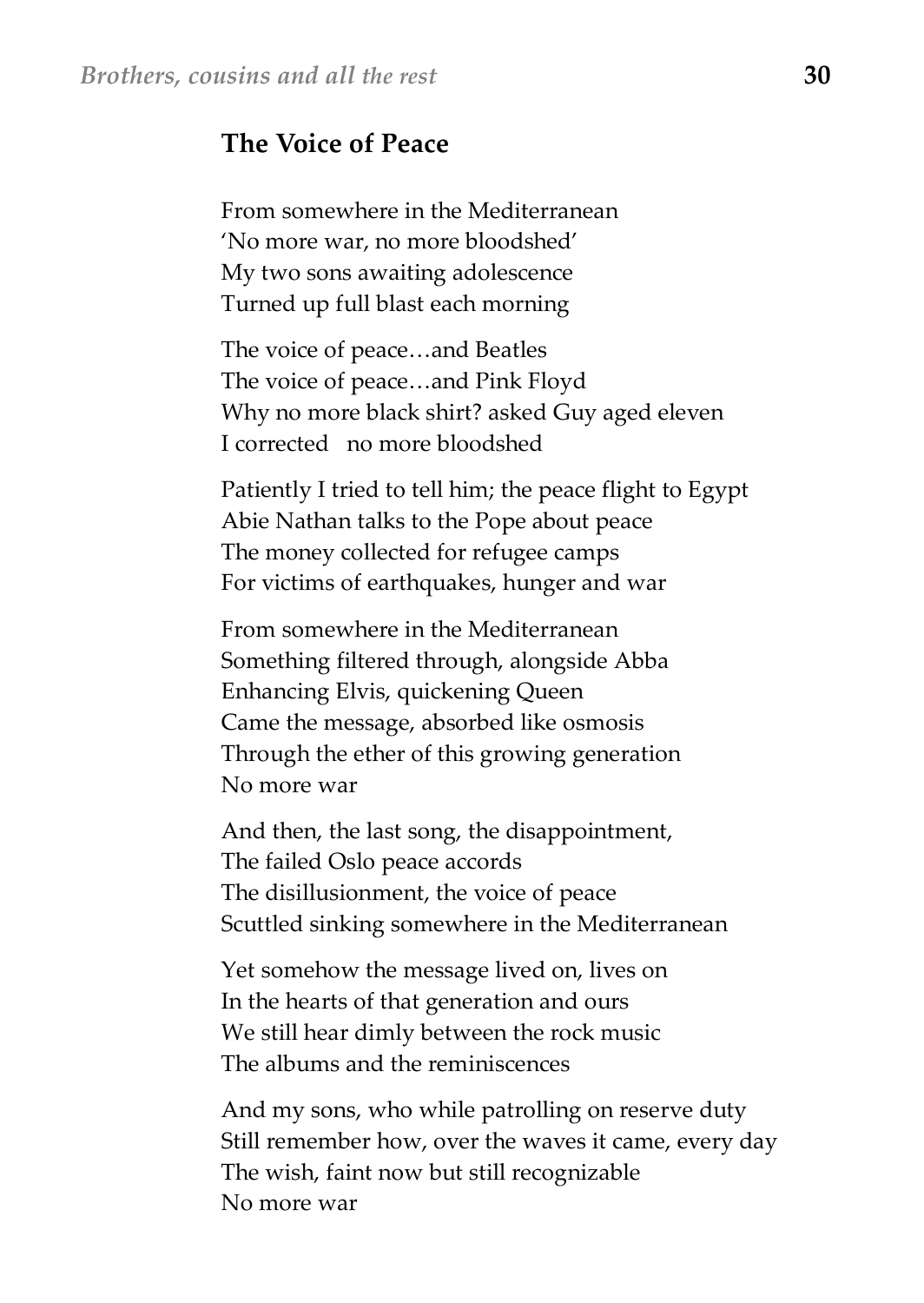## The Voice of Peace

From somewhere in the Mediterranean  
'No more war, no more bloodshed'  
My two sons awaiting adolescence  
Turned up full blast each morning

The voice of peace…and Beatles  
The voice of peace…and Pink Floyd  
Why no more black shirt? asked Guy aged eleven  
I corrected   no more bloodshed

Patiently I tried to tell him; the peace flight to Egypt  
Abie Nathan talks to the Pope about peace  
The money collected for refugee camps  
For victims of earthquakes, hunger and war

From somewhere in the Mediterranean  
Something filtered through, alongside Abba  
Enhancing Elvis, quickening Queen  
Came the message, absorbed like osmosis  
Through the ether of this growing generation  
No more war

And then, the last song, the disappointment,  
The failed Oslo peace accords  
The disillusionment, the voice of peace  
Scuttled sinking somewhere in the Mediterranean

Yet somehow the message lived on, lives on  
In the hearts of that generation and ours  
We still hear dimly between the rock music  
The albums and the reminiscences

And my sons, who while patrolling on reserve duty  
Still remember how, over the waves it came, every day  
The wish, faint now but still recognizable  
No more war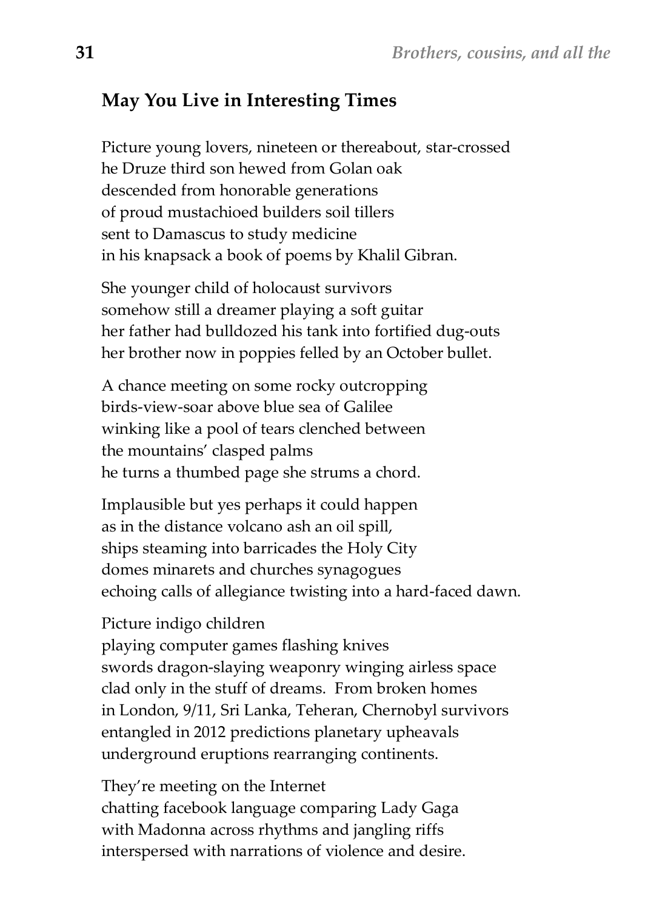## May You Live in Interesting Times

Picture young lovers, nineteen or thereabout, star-crossed
he Druze third son hewed from Golan oak
descended from honorable generations
of proud mustachioed builders soil tillers
sent to Damascus to study medicine
in his knapsack a book of poems by Khalil Gibran.

She younger child of holocaust survivors
somehow still a dreamer playing a soft guitar
her father had bulldozed his tank into fortified dug-outs
her brother now in poppies felled by an October bullet.

A chance meeting on some rocky outcropping
birds-view-soar above blue sea of Galilee
winking like a pool of tears clenched between
the mountains' clasped palms
he turns a thumbed page she strums a chord.

Implausible but yes perhaps it could happen
as in the distance volcano ash an oil spill,
ships steaming into barricades the Holy City
domes minarets and churches synagogues
echoing calls of allegiance twisting into a hard-faced dawn.

Picture indigo children
playing computer games flashing knives
swords dragon-slaying weaponry winging airless space
clad only in the stuff of dreams. From broken homes
in London, 9/11, Sri Lanka, Teheran, Chernobyl survivors
entangled in 2012 predictions planetary upheavals
underground eruptions rearranging continents.

They're meeting on the Internet
chatting facebook language comparing Lady Gaga
with Madonna across rhythms and jangling riffs
interspersed with narrations of violence and desire.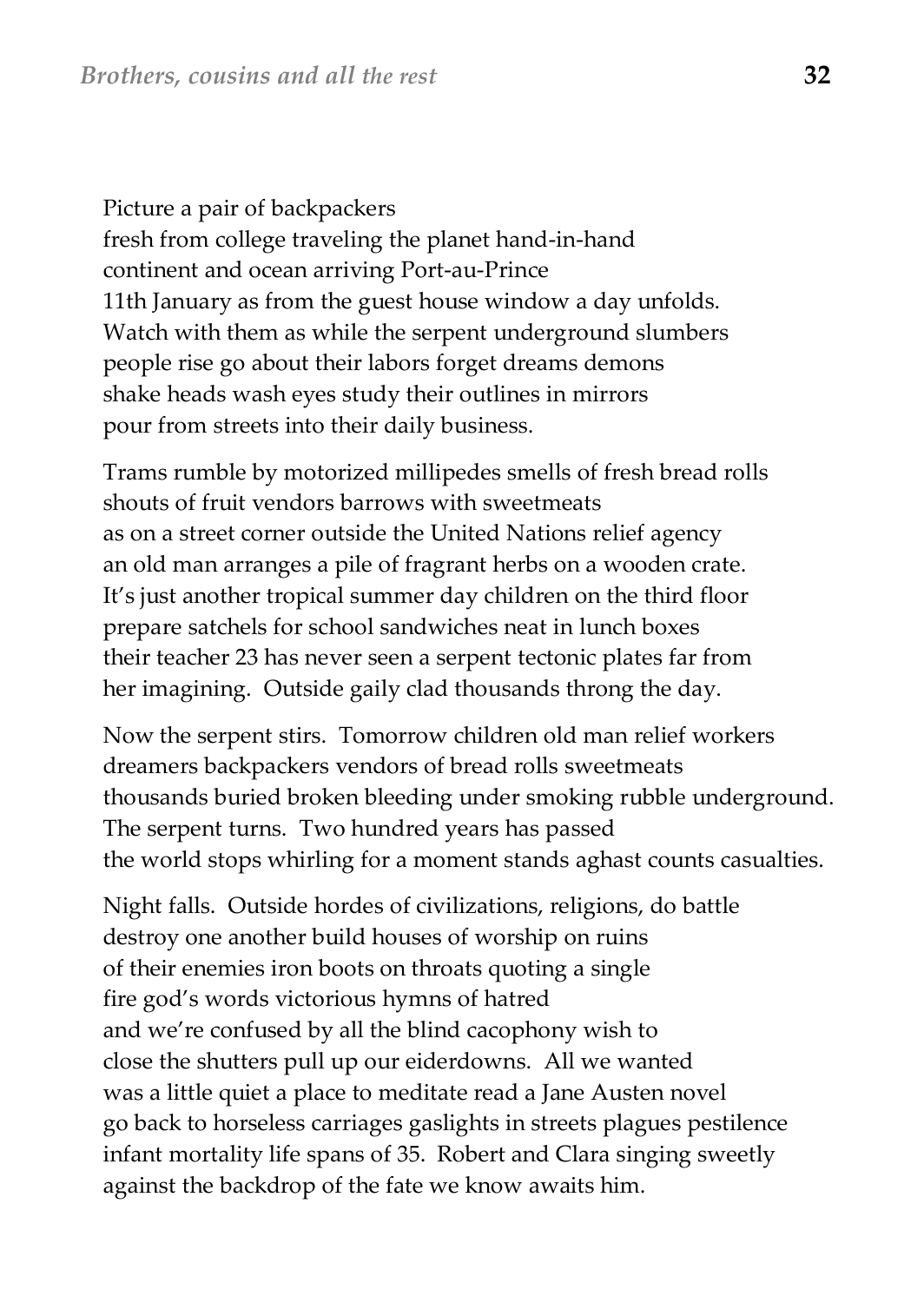Picture a pair of backpackers  
fresh from college traveling the planet hand-in-hand  
continent and ocean arriving Port-au-Prince  
11th January as from the guest house window a day unfolds.  
Watch with them as while the serpent underground slumbers  
people rise go about their labors forget dreams demons  
shake heads wash eyes study their outlines in mirrors  
pour from streets into their daily business.

Trams rumble by motorized millipedes smells of fresh bread rolls  
shouts of fruit vendors barrows with sweetmeats  
as on a street corner outside the United Nations relief agency  
an old man arranges a pile of fragrant herbs on a wooden crate.  
It's just another tropical summer day children on the third floor  
prepare satchels for school sandwiches neat in lunch boxes  
their teacher 23 has never seen a serpent tectonic plates far from  
her imagining. Outside gaily clad thousands throng the day.

Now the serpent stirs. Tomorrow children old man relief workers  
dreamers backpackers vendors of bread rolls sweetmeats  
thousands buried broken bleeding under smoking rubble underground.  
The serpent turns. Two hundred years has passed  
the world stops whirling for a moment stands aghast counts casualties.

Night falls. Outside hordes of civilizations, religions, do battle  
destroy one another build houses of worship on ruins  
of their enemies iron boots on throats quoting a single  
fire god's words victorious hymns of hatred  
and we're confused by all the blind cacophony wish to  
close the shutters pull up our eiderdowns. All we wanted  
was a little quiet a place to meditate read a Jane Austen novel  
go back to horseless carriages gaslights in streets plagues pestilence  
infant mortality life spans of 35. Robert and Clara singing sweetly  
against the backdrop of the fate we know awaits him.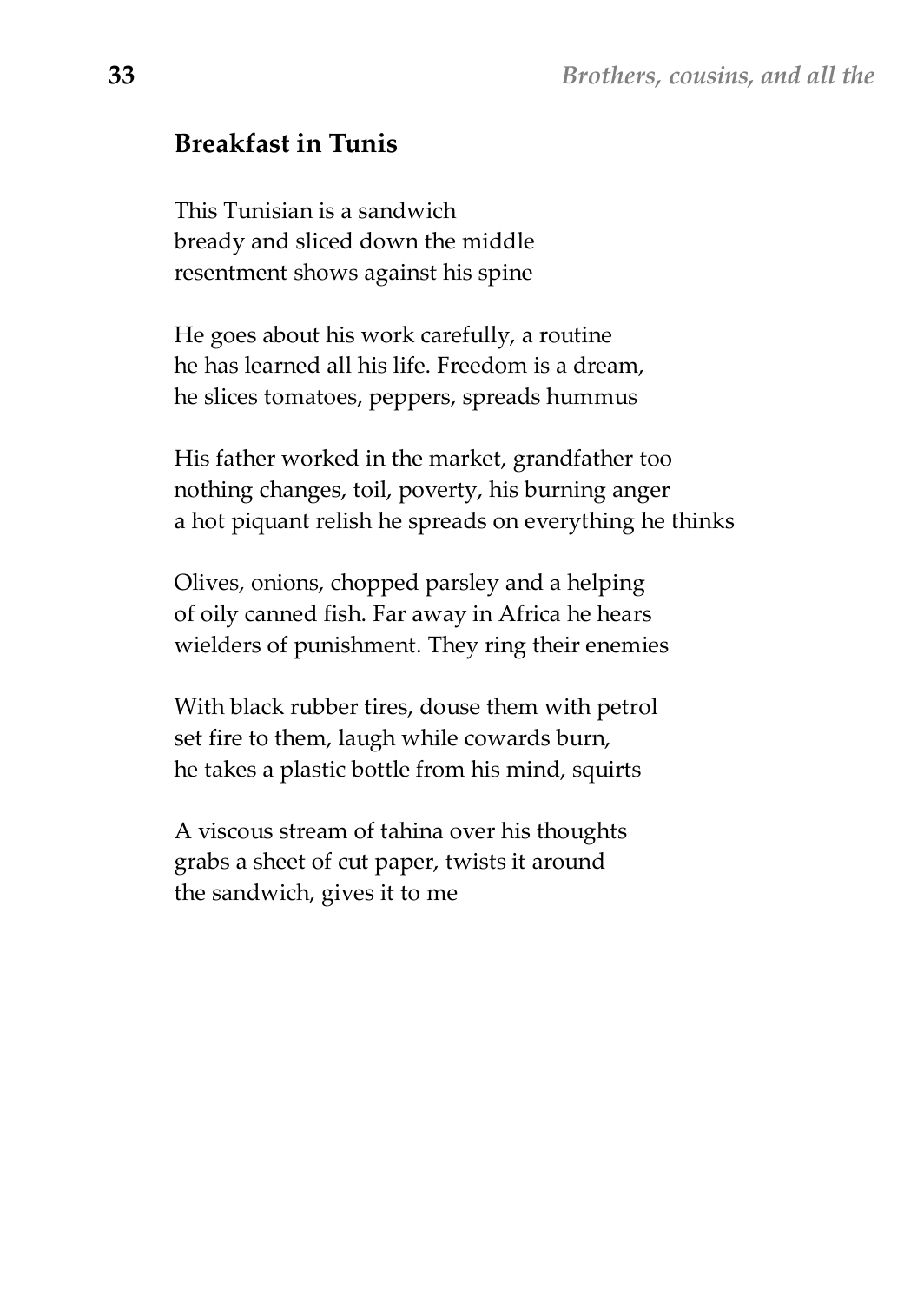## Breakfast in Tunis

This Tunisian is a sandwich  
bready and sliced down the middle  
resentment shows against his spine

He goes about his work carefully, a routine  
he has learned all his life. Freedom is a dream,  
he slices tomatoes, peppers, spreads hummus

His father worked in the market, grandfather too  
nothing changes, toil, poverty, his burning anger  
a hot piquant relish he spreads on everything he thinks

Olives, onions, chopped parsley and a helping  
of oily canned fish. Far away in Africa he hears  
wielders of punishment. They ring their enemies

With black rubber tires, douse them with petrol  
set fire to them, laugh while cowards burn,  
he takes a plastic bottle from his mind, squirts

A viscous stream of tahina over his thoughts  
grabs a sheet of cut paper, twists it around  
the sandwich, gives it to me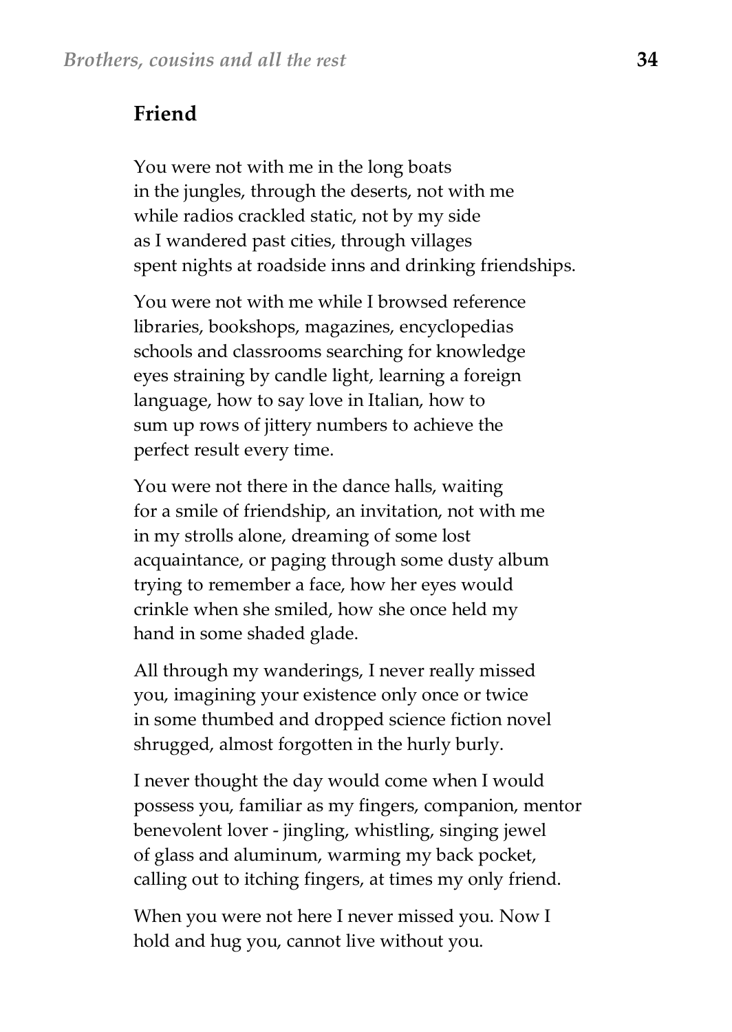## Friend

You were not with me in the long boats  
in the jungles, through the deserts, not with me  
while radios crackled static, not by my side  
as I wandered past cities, through villages  
spent nights at roadside inns and drinking friendships.

You were not with me while I browsed reference  
libraries, bookshops, magazines, encyclopedias  
schools and classrooms searching for knowledge  
eyes straining by candle light, learning a foreign  
language, how to say love in Italian, how to  
sum up rows of jittery numbers to achieve the  
perfect result every time.

You were not there in the dance halls, waiting  
for a smile of friendship, an invitation, not with me  
in my strolls alone, dreaming of some lost  
acquaintance, or paging through some dusty album  
trying to remember a face, how her eyes would  
crinkle when she smiled, how she once held my  
hand in some shaded glade.

All through my wanderings, I never really missed  
you, imagining your existence only once or twice  
in some thumbed and dropped science fiction novel  
shrugged, almost forgotten in the hurly burly.

I never thought the day would come when I would  
possess you, familiar as my fingers, companion, mentor  
benevolent lover - jingling, whistling, singing jewel  
of glass and aluminum, warming my back pocket,  
calling out to itching fingers, at times my only friend.

When you were not here I never missed you. Now I  
hold and hug you, cannot live without you.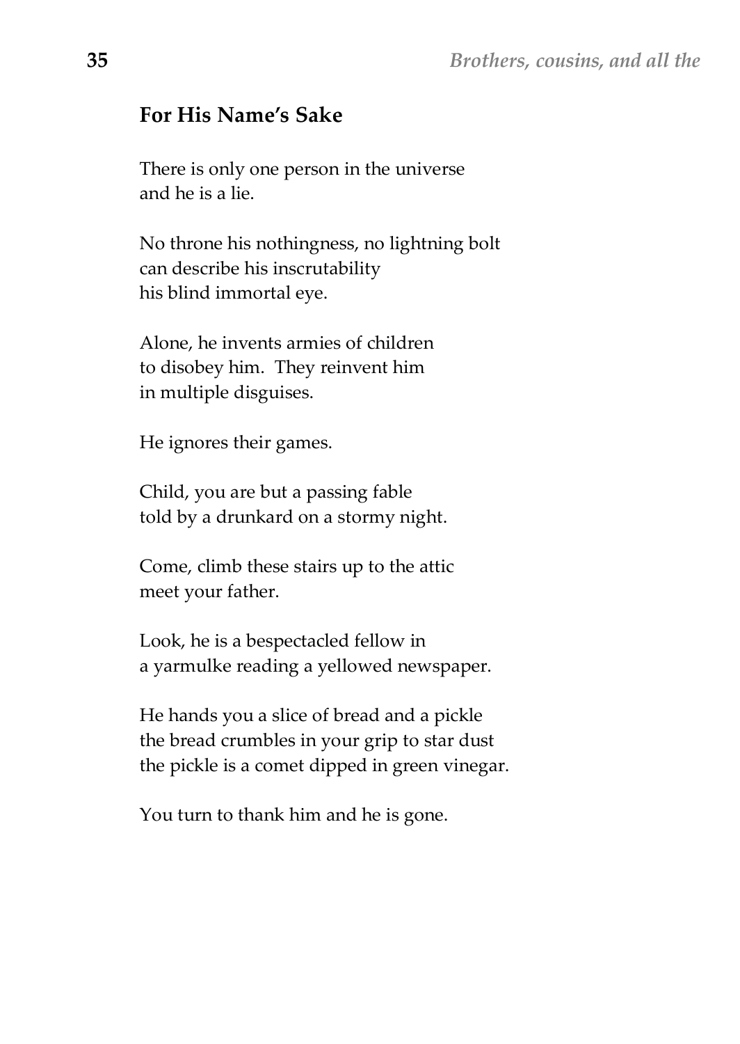## For His Name's Sake

There is only one person in the universe  
and he is a lie.

No throne his nothingness, no lightning bolt  
can describe his inscrutability  
his blind immortal eye.

Alone, he invents armies of children  
to disobey him. They reinvent him  
in multiple disguises.

He ignores their games.

Child, you are but a passing fable  
told by a drunkard on a stormy night.

Come, climb these stairs up to the attic  
meet your father.

Look, he is a bespectacled fellow in  
a yarmulke reading a yellowed newspaper.

He hands you a slice of bread and a pickle  
the bread crumbles in your grip to star dust  
the pickle is a comet dipped in green vinegar.

You turn to thank him and he is gone.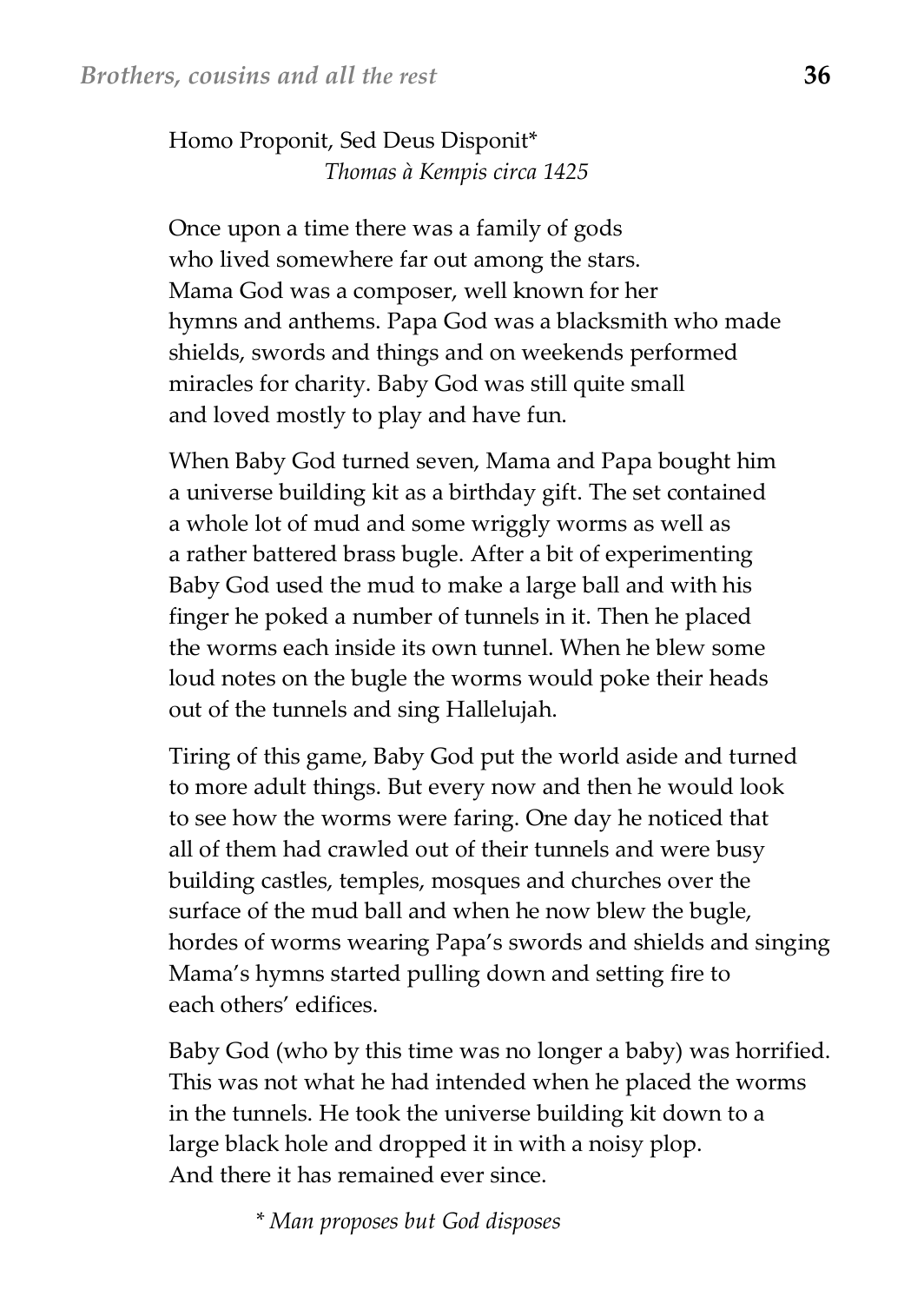Homo Proponit, Sed Deus Disponit*
*Thomas à Kempis circa 1425*

Once upon a time there was a family of gods
who lived somewhere far out among the stars.
Mama God was a composer, well known for her
hymns and anthems. Papa God was a blacksmith who made
shields, swords and things and on weekends performed
miracles for charity. Baby God was still quite small
and loved mostly to play and have fun.

When Baby God turned seven, Mama and Papa bought him
a universe building kit as a birthday gift. The set contained
a whole lot of mud and some wriggly worms as well as
a rather battered brass bugle. After a bit of experimenting
Baby God used the mud to make a large ball and with his
finger he poked a number of tunnels in it. Then he placed
the worms each inside its own tunnel. When he blew some
loud notes on the bugle the worms would poke their heads
out of the tunnels and sing Hallelujah.

Tiring of this game, Baby God put the world aside and turned
to more adult things. But every now and then he would look
to see how the worms were faring. One day he noticed that
all of them had crawled out of their tunnels and were busy
building castles, temples, mosques and churches over the
surface of the mud ball and when he now blew the bugle,
hordes of worms wearing Papa's swords and shields and singing
Mama's hymns started pulling down and setting fire to
each others' edifices.

Baby God (who by this time was no longer a baby) was horrified.
This was not what he had intended when he placed the worms
in the tunnels. He took the universe building kit down to a
large black hole and dropped it in with a noisy plop.
And there it has remained ever since.

*\* Man proposes but God disposes*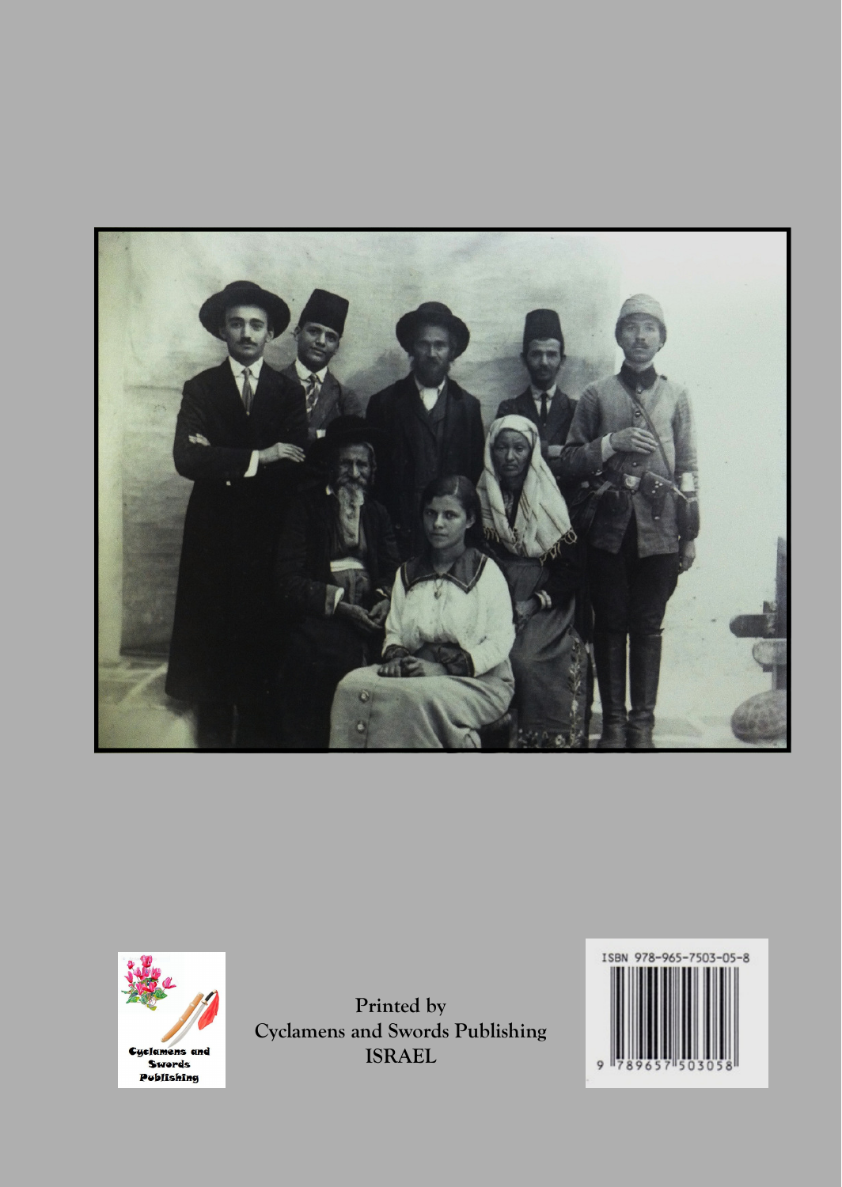Printed by
Cyclamens and Swords Publishing
ISRAEL

ISBN 978-965-7503-05-8